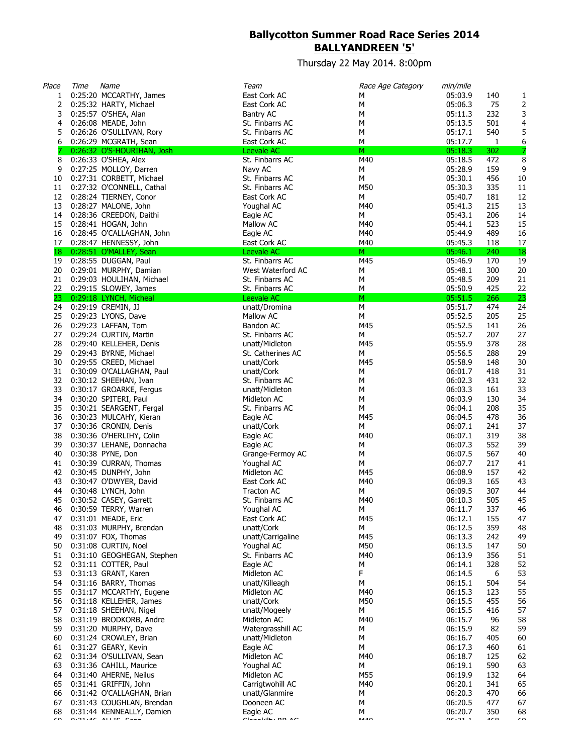## Ballycotton Summer Road Race Series 2014
## BALLYANDREEN '5'

Thursday 22 May 2014. 8:00pm

| Place | Time | Name | Team | Race Age Category | min/mile | | |
|---|---|---|---|---|---|---|---|
| 1 | 0:25:20 | MCCARTHY, James | East Cork AC | M | 05:03.9 | 140 | 1 |
| 2 | 0:25:32 | HARTY, Michael | East Cork AC | M | 05:06.3 | 75 | 2 |
| 3 | 0:25:57 | O'SHEA, Alan | Bantry AC | M | 05:11.3 | 232 | 3 |
| 4 | 0:26:08 | MEADE, John | St. Finbarrs AC | M | 05:13.5 | 501 | 4 |
| 5 | 0:26:26 | O'SULLIVAN, Rory | St. Finbarrs AC | M | 05:17.1 | 540 | 5 |
| 6 | 0:26:29 | MCGRATH, Sean | East Cork AC | M | 05:17.7 | 1 | 6 |
| 7 | 0:26:32 | O'S-HOURIHAN, Josh | Leevale AC | M | 05:18.3 | 302 | 7 |
| 8 | 0:26:33 | O'SHEA, Alex | St. Finbarrs AC | M40 | 05:18.5 | 472 | 8 |
| 9 | 0:27:25 | MOLLOY, Darren | Navy AC | M | 05:28.9 | 159 | 9 |
| 10 | 0:27:31 | CORBETT, Michael | St. Finbarrs AC | M | 05:30.1 | 456 | 10 |
| 11 | 0:27:32 | O'CONNELL, Cathal | St. Finbarrs AC | M50 | 05:30.3 | 335 | 11 |
| 12 | 0:28:24 | TIERNEY, Conor | East Cork AC | M | 05:40.7 | 181 | 12 |
| 13 | 0:28:27 | MALONE, John | Youghal AC | M40 | 05:41.3 | 215 | 13 |
| 14 | 0:28:36 | CREEDON, Daithi | Eagle AC | M | 05:43.1 | 206 | 14 |
| 15 | 0:28:41 | HOGAN, John | Mallow AC | M40 | 05:44.1 | 523 | 15 |
| 16 | 0:28:45 | O'CALLAGHAN, John | Eagle AC | M40 | 05:44.9 | 489 | 16 |
| 17 | 0:28:47 | HENNESSY, John | East Cork AC | M40 | 05:45.3 | 118 | 17 |
| 18 | 0:28:51 | O'MALLEY, Sean | Leevale AC | M | 05:46.1 | 240 | 18 |
| 19 | 0:28:55 | DUGGAN, Paul | St. Finbarrs AC | M45 | 05:46.9 | 170 | 19 |
| 20 | 0:29:01 | MURPHY, Damian | West Waterford AC | M | 05:48.1 | 300 | 20 |
| 21 | 0:29:03 | HOULIHAN, Michael | St. Finbarrs AC | M | 05:48.5 | 209 | 21 |
| 22 | 0:29:15 | SLOWEY, James | St. Finbarrs AC | M | 05:50.9 | 425 | 22 |
| 23 | 0:29:18 | LYNCH, Micheal | Leevale AC | M | 05:51.5 | 266 | 23 |
| 24 | 0:29:19 | CREMIN, JJ | unatt/Dromina | M | 05:51.7 | 474 | 24 |
| 25 | 0:29:23 | LYONS, Dave | Mallow AC | M | 05:52.5 | 205 | 25 |
| 26 | 0:29:23 | LAFFAN, Tom | Bandon AC | M45 | 05:52.5 | 141 | 26 |
| 27 | 0:29:24 | CURTIN, Martin | St. Finbarrs AC | M | 05:52.7 | 207 | 27 |
| 28 | 0:29:40 | KELLEHER, Denis | unatt/Midleton | M45 | 05:55.9 | 378 | 28 |
| 29 | 0:29:43 | BYRNE, Michael | St. Catherines AC | M | 05:56.5 | 288 | 29 |
| 30 | 0:29:55 | CREED, Michael | unatt/Cork | M45 | 05:58.9 | 148 | 30 |
| 31 | 0:30:09 | O'CALLAGHAN, Paul | unatt/Cork | M | 06:01.7 | 418 | 31 |
| 32 | 0:30:12 | SHEEHAN, Ivan | St. Finbarrs AC | M | 06:02.3 | 431 | 32 |
| 33 | 0:30:17 | GROARKE, Fergus | unatt/Midleton | M | 06:03.3 | 161 | 33 |
| 34 | 0:30:20 | SPITERI, Paul | Midleton AC | M | 06:03.9 | 130 | 34 |
| 35 | 0:30:21 | SEARGENT, Fergal | St. Finbarrs AC | M | 06:04.1 | 208 | 35 |
| 36 | 0:30:23 | MULCAHY, Kieran | Eagle AC | M45 | 06:04.5 | 478 | 36 |
| 37 | 0:30:36 | CRONIN, Denis | unatt/Cork | M | 06:07.1 | 241 | 37 |
| 38 | 0:30:36 | O'HERLIHY, Colin | Eagle AC | M40 | 06:07.1 | 319 | 38 |
| 39 | 0:30:37 | LEHANE, Donnacha | Eagle AC | M | 06:07.3 | 552 | 39 |
| 40 | 0:30:38 | PYNE, Don | Grange-Fermoy AC | M | 06:07.5 | 567 | 40 |
| 41 | 0:30:39 | CURRAN, Thomas | Youghal AC | M | 06:07.7 | 217 | 41 |
| 42 | 0:30:45 | DUNPHY, John | Midleton AC | M45 | 06:08.9 | 157 | 42 |
| 43 | 0:30:47 | O'DWYER, David | East Cork AC | M40 | 06:09.3 | 165 | 43 |
| 44 | 0:30:48 | LYNCH, John | Tracton AC | M | 06:09.5 | 307 | 44 |
| 45 | 0:30:52 | CASEY, Garrett | St. Finbarrs AC | M40 | 06:10.3 | 505 | 45 |
| 46 | 0:30:59 | TERRY, Warren | Youghal AC | M | 06:11.7 | 337 | 46 |
| 47 | 0:31:01 | MEADE, Eric | East Cork AC | M45 | 06:12.1 | 155 | 47 |
| 48 | 0:31:03 | MURPHY, Brendan | unatt/Cork | M | 06:12.5 | 359 | 48 |
| 49 | 0:31:07 | FOX, Thomas | unatt/Carrigaline | M45 | 06:13.3 | 242 | 49 |
| 50 | 0:31:08 | CURTIN, Noel | Youghal AC | M50 | 06:13.5 | 147 | 50 |
| 51 | 0:31:10 | GEOGHEGAN, Stephen | St. Finbarrs AC | M40 | 06:13.9 | 356 | 51 |
| 52 | 0:31:11 | COTTER, Paul | Eagle AC | M | 06:14.1 | 328 | 52 |
| 53 | 0:31:13 | GRANT, Karen | Midleton AC | F | 06:14.5 | 6 | 53 |
| 54 | 0:31:16 | BARRY, Thomas | unatt/Killeagh | M | 06:15.1 | 504 | 54 |
| 55 | 0:31:17 | MCCARTHY, Eugene | Midleton AC | M40 | 06:15.3 | 123 | 55 |
| 56 | 0:31:18 | KELLEHER, James | unatt/Cork | M50 | 06:15.5 | 455 | 56 |
| 57 | 0:31:18 | SHEEHAN, Nigel | unatt/Mogeely | M | 06:15.5 | 416 | 57 |
| 58 | 0:31:19 | BRODKORB, Andre | Midleton AC | M40 | 06:15.7 | 96 | 58 |
| 59 | 0:31:20 | MURPHY, Dave | Watergrasshill AC | M | 06:15.9 | 82 | 59 |
| 60 | 0:31:24 | CROWLEY, Brian | unatt/Midleton | M | 06:16.7 | 405 | 60 |
| 61 | 0:31:27 | GEARY, Kevin | Eagle AC | M | 06:17.3 | 460 | 61 |
| 62 | 0:31:34 | O'SULLIVAN, Sean | Midleton AC | M40 | 06:18.7 | 125 | 62 |
| 63 | 0:31:36 | CAHILL, Maurice | Youghal AC | M | 06:19.1 | 590 | 63 |
| 64 | 0:31:40 | AHERNE, Neilus | Midleton AC | M55 | 06:19.9 | 132 | 64 |
| 65 | 0:31:41 | GRIFFIN, John | Carrigtwohill AC | M40 | 06:20.1 | 341 | 65 |
| 66 | 0:31:42 | O'CALLAGHAN, Brian | unatt/Glanmire | M | 06:20.3 | 470 | 66 |
| 67 | 0:31:43 | COUGHLAN, Brendan | Dooneen AC | M | 06:20.5 | 477 | 67 |
| 68 | 0:31:44 | KENNEALLY, Damien | Eagle AC | M | 06:20.7 | 350 | 68 |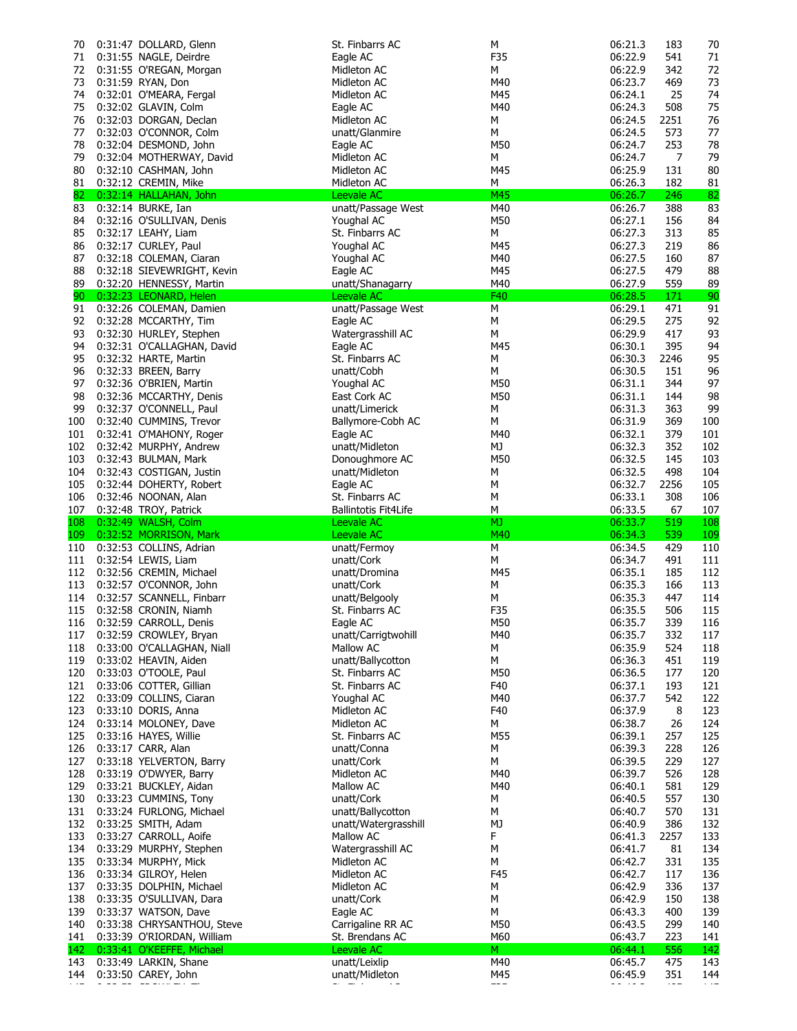| | | | | | | | |
|---|---|---|---|---|---|---|---|
| 70 | 0:31:47 | DOLLARD, Glenn | St. Finbarrs AC | M | 06:21.3 | 183 | 70 |
| 71 | 0:31:55 | NAGLE, Deirdre | Eagle AC | F35 | 06:22.9 | 541 | 71 |
| 72 | 0:31:55 | O'REGAN, Morgan | Midleton AC | M | 06:22.9 | 342 | 72 |
| 73 | 0:31:59 | RYAN, Don | Midleton AC | M40 | 06:23.7 | 469 | 73 |
| 74 | 0:32:01 | O'MEARA, Fergal | Midleton AC | M45 | 06:24.1 | 25 | 74 |
| 75 | 0:32:02 | GLAVIN, Colm | Eagle AC | M40 | 06:24.3 | 508 | 75 |
| 76 | 0:32:03 | DORGAN, Declan | Midleton AC | M | 06:24.5 | 2251 | 76 |
| 77 | 0:32:03 | O'CONNOR, Colm | unatt/Glanmire | M | 06:24.5 | 573 | 77 |
| 78 | 0:32:04 | DESMOND, John | Eagle AC | M50 | 06:24.7 | 253 | 78 |
| 79 | 0:32:04 | MOTHERWAY, David | Midleton AC | M | 06:24.7 | 7 | 79 |
| 80 | 0:32:10 | CASHMAN, John | Midleton AC | M45 | 06:25.9 | 131 | 80 |
| 81 | 0:32:12 | CREMIN, Mike | Midleton AC | M | 06:26.3 | 182 | 81 |
| 82 | 0:32:14 | HALLAHAN, John | Leevale AC | M45 | 06:26.7 | 246 | 82 |
| 83 | 0:32:14 | BURKE, Ian | unatt/Passage West | M40 | 06:26.7 | 388 | 83 |
| 84 | 0:32:16 | O'SULLIVAN, Denis | Youghal AC | M50 | 06:27.1 | 156 | 84 |
| 85 | 0:32:17 | LEAHY, Liam | St. Finbarrs AC | M | 06:27.3 | 313 | 85 |
| 86 | 0:32:17 | CURLEY, Paul | Youghal AC | M45 | 06:27.3 | 219 | 86 |
| 87 | 0:32:18 | COLEMAN, Ciaran | Youghal AC | M40 | 06:27.5 | 160 | 87 |
| 88 | 0:32:18 | SIEVEWRIGHT, Kevin | Eagle AC | M45 | 06:27.5 | 479 | 88 |
| 89 | 0:32:20 | HENNESSY, Martin | unatt/Shanagarry | M40 | 06:27.9 | 559 | 89 |
| 90 | 0:32:23 | LEONARD, Helen | Leevale AC | F40 | 06:28.5 | 171 | 90 |
| 91 | 0:32:26 | COLEMAN, Damien | unatt/Passage West | M | 06:29.1 | 471 | 91 |
| 92 | 0:32:28 | MCCARTHY, Tim | Eagle AC | M | 06:29.5 | 275 | 92 |
| 93 | 0:32:30 | HURLEY, Stephen | Watergrasshill AC | M | 06:29.9 | 417 | 93 |
| 94 | 0:32:31 | O'CALLAGHAN, David | Eagle AC | M45 | 06:30.1 | 395 | 94 |
| 95 | 0:32:32 | HARTE, Martin | St. Finbarrs AC | M | 06:30.3 | 2246 | 95 |
| 96 | 0:32:33 | BREEN, Barry | unatt/Cobh | M | 06:30.5 | 151 | 96 |
| 97 | 0:32:36 | O'BRIEN, Martin | Youghal AC | M50 | 06:31.1 | 344 | 97 |
| 98 | 0:32:36 | MCCARTHY, Denis | East Cork AC | M50 | 06:31.1 | 144 | 98 |
| 99 | 0:32:37 | O'CONNELL, Paul | unatt/Limerick | M | 06:31.3 | 363 | 99 |
| 100 | 0:32:40 | CUMMINS, Trevor | Ballymore-Cobh AC | M | 06:31.9 | 369 | 100 |
| 101 | 0:32:41 | O'MAHONY, Roger | Eagle AC | M40 | 06:32.1 | 379 | 101 |
| 102 | 0:32:42 | MURPHY, Andrew | unatt/Midleton | MJ | 06:32.3 | 352 | 102 |
| 103 | 0:32:43 | BULMAN, Mark | Donoughmore AC | M50 | 06:32.5 | 145 | 103 |
| 104 | 0:32:43 | COSTIGAN, Justin | unatt/Midleton | M | 06:32.5 | 498 | 104 |
| 105 | 0:32:44 | DOHERTY, Robert | Eagle AC | M | 06:32.7 | 2256 | 105 |
| 106 | 0:32:46 | NOONAN, Alan | St. Finbarrs AC | M | 06:33.1 | 308 | 106 |
| 107 | 0:32:48 | TROY, Patrick | Ballintotis Fit4Life | M | 06:33.5 | 67 | 107 |
| 108 | 0:32:49 | WALSH, Colm | Leevale AC | MJ | 06:33.7 | 519 | 108 |
| 109 | 0:32:52 | MORRISON, Mark | Leevale AC | M40 | 06:34.3 | 539 | 109 |
| 110 | 0:32:53 | COLLINS, Adrian | unatt/Fermoy | M | 06:34.5 | 429 | 110 |
| 111 | 0:32:54 | LEWIS, Liam | unatt/Cork | M | 06:34.7 | 491 | 111 |
| 112 | 0:32:56 | CREMIN, Michael | unatt/Dromina | M45 | 06:35.1 | 185 | 112 |
| 113 | 0:32:57 | O'CONNOR, John | unatt/Cork | M | 06:35.3 | 166 | 113 |
| 114 | 0:32:57 | SCANNELL, Finbarr | unatt/Belgooly | M | 06:35.3 | 447 | 114 |
| 115 | 0:32:58 | CRONIN, Niamh | St. Finbarrs AC | F35 | 06:35.5 | 506 | 115 |
| 116 | 0:32:59 | CARROLL, Denis | Eagle AC | M50 | 06:35.7 | 339 | 116 |
| 117 | 0:32:59 | CROWLEY, Bryan | unatt/Carrigtwohill | M40 | 06:35.7 | 332 | 117 |
| 118 | 0:33:00 | O'CALLAGHAN, Niall | Mallow AC | M | 06:35.9 | 524 | 118 |
| 119 | 0:33:02 | HEAVIN, Aiden | unatt/Ballycotton | M | 06:36.3 | 451 | 119 |
| 120 | 0:33:03 | O'TOOLE, Paul | St. Finbarrs AC | M50 | 06:36.5 | 177 | 120 |
| 121 | 0:33:06 | COTTER, Gillian | St. Finbarrs AC | F40 | 06:37.1 | 193 | 121 |
| 122 | 0:33:09 | COLLINS, Ciaran | Youghal AC | M40 | 06:37.7 | 542 | 122 |
| 123 | 0:33:10 | DORIS, Anna | Midleton AC | F40 | 06:37.9 | 8 | 123 |
| 124 | 0:33:14 | MOLONEY, Dave | Midleton AC | M | 06:38.7 | 26 | 124 |
| 125 | 0:33:16 | HAYES, Willie | St. Finbarrs AC | M55 | 06:39.1 | 257 | 125 |
| 126 | 0:33:17 | CARR, Alan | unatt/Conna | M | 06:39.3 | 228 | 126 |
| 127 | 0:33:18 | YELVERTON, Barry | unatt/Cork | M | 06:39.5 | 229 | 127 |
| 128 | 0:33:19 | O'DWYER, Barry | Midleton AC | M40 | 06:39.7 | 526 | 128 |
| 129 | 0:33:21 | BUCKLEY, Aidan | Mallow AC | M40 | 06:40.1 | 581 | 129 |
| 130 | 0:33:23 | CUMMINS, Tony | unatt/Cork | M | 06:40.5 | 557 | 130 |
| 131 | 0:33:24 | FURLONG, Michael | unatt/Ballycotton | M | 06:40.7 | 570 | 131 |
| 132 | 0:33:25 | SMITH, Adam | unatt/Watergrasshill | MJ | 06:40.9 | 386 | 132 |
| 133 | 0:33:27 | CARROLL, Aoife | Mallow AC | F | 06:41.3 | 2257 | 133 |
| 134 | 0:33:29 | MURPHY, Stephen | Watergrasshill AC | M | 06:41.7 | 81 | 134 |
| 135 | 0:33:34 | MURPHY, Mick | Midleton AC | M | 06:42.7 | 331 | 135 |
| 136 | 0:33:34 | GILROY, Helen | Midleton AC | F45 | 06:42.7 | 117 | 136 |
| 137 | 0:33:35 | DOLPHIN, Michael | Midleton AC | M | 06:42.9 | 336 | 137 |
| 138 | 0:33:35 | O'SULLIVAN, Dara | unatt/Cork | M | 06:42.9 | 150 | 138 |
| 139 | 0:33:37 | WATSON, Dave | Eagle AC | M | 06:43.3 | 400 | 139 |
| 140 | 0:33:38 | CHRYSANTHOU, Steve | Carrigaline RR AC | M50 | 06:43.5 | 299 | 140 |
| 141 | 0:33:39 | O'RIORDAN, William | St. Brendans AC | M60 | 06:43.7 | 223 | 141 |
| 142 | 0:33:41 | O'KEEFFE, Michael | Leevale AC | M | 06:44.1 | 556 | 142 |
| 143 | 0:33:49 | LARKIN, Shane | unatt/Leixlip | M40 | 06:45.7 | 475 | 143 |
| 144 | 0:33:50 | CAREY, John | unatt/Midleton | M45 | 06:45.9 | 351 | 144 |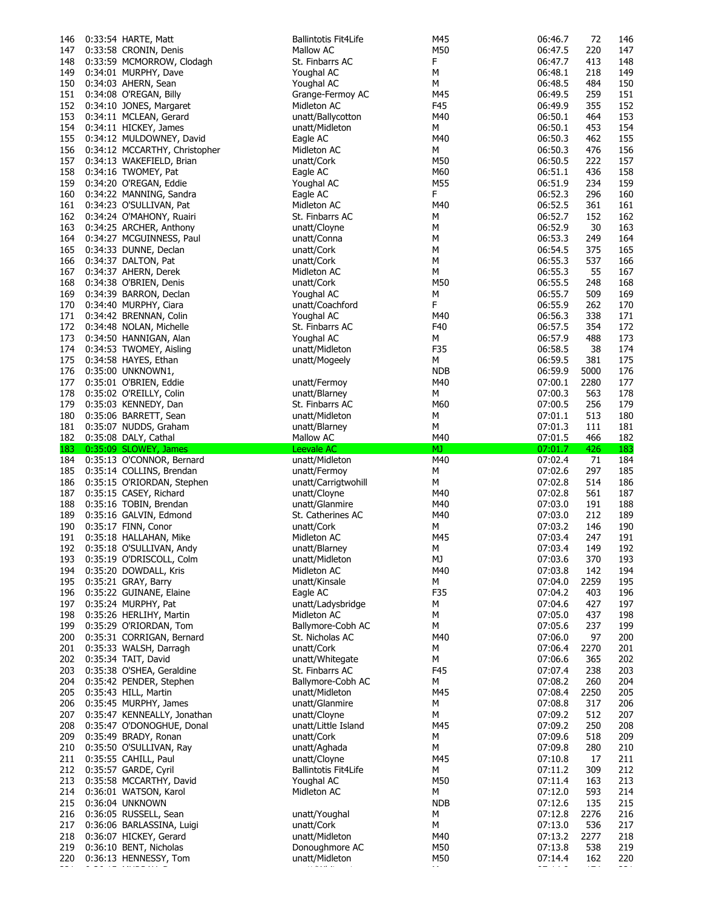| | | | | | | | |
|---|---|---|---|---|---|---|---|
| 146 | 0:33:54 | HARTE, Matt | Ballintotis Fit4Life | M45 | 06:46.7 | 72 | 146 |
| 147 | 0:33:58 | CRONIN, Denis | Mallow AC | M50 | 06:47.5 | 220 | 147 |
| 148 | 0:33:59 | MCMORROW, Clodagh | St. Finbarrs AC | F | 06:47.7 | 413 | 148 |
| 149 | 0:34:01 | MURPHY, Dave | Youghal AC | M | 06:48.1 | 218 | 149 |
| 150 | 0:34:03 | AHERN, Sean | Youghal AC | M | 06:48.5 | 484 | 150 |
| 151 | 0:34:08 | O'REGAN, Billy | Grange-Fermoy AC | M45 | 06:49.5 | 259 | 151 |
| 152 | 0:34:10 | JONES, Margaret | Midleton AC | F45 | 06:49.9 | 355 | 152 |
| 153 | 0:34:11 | MCLEAN, Gerard | unatt/Ballycotton | M40 | 06:50.1 | 464 | 153 |
| 154 | 0:34:11 | HICKEY, James | unatt/Midleton | M | 06:50.1 | 453 | 154 |
| 155 | 0:34:12 | MULDOWNEY, David | Eagle AC | M40 | 06:50.3 | 462 | 155 |
| 156 | 0:34:12 | MCCARTHY, Christopher | Midleton AC | M | 06:50.3 | 476 | 156 |
| 157 | 0:34:13 | WAKEFIELD, Brian | unatt/Cork | M50 | 06:50.5 | 222 | 157 |
| 158 | 0:34:16 | TWOMEY, Pat | Eagle AC | M60 | 06:51.1 | 436 | 158 |
| 159 | 0:34:20 | O'REGAN, Eddie | Youghal AC | M55 | 06:51.9 | 234 | 159 |
| 160 | 0:34:22 | MANNING, Sandra | Eagle AC | F | 06:52.3 | 296 | 160 |
| 161 | 0:34:23 | O'SULLIVAN, Pat | Midleton AC | M40 | 06:52.5 | 361 | 161 |
| 162 | 0:34:24 | O'MAHONY, Ruairi | St. Finbarrs AC | M | 06:52.7 | 152 | 162 |
| 163 | 0:34:25 | ARCHER, Anthony | unatt/Cloyne | M | 06:52.9 | 30 | 163 |
| 164 | 0:34:27 | MCGUINNESS, Paul | unatt/Conna | M | 06:53.3 | 249 | 164 |
| 165 | 0:34:33 | DUNNE, Declan | unatt/Cork | M | 06:54.5 | 375 | 165 |
| 166 | 0:34:37 | DALTON, Pat | unatt/Cork | M | 06:55.3 | 537 | 166 |
| 167 | 0:34:37 | AHERN, Derek | Midleton AC | M | 06:55.3 | 55 | 167 |
| 168 | 0:34:38 | O'BRIEN, Denis | unatt/Cork | M50 | 06:55.5 | 248 | 168 |
| 169 | 0:34:39 | BARRON, Declan | Youghal AC | M | 06:55.7 | 509 | 169 |
| 170 | 0:34:40 | MURPHY, Ciara | unatt/Coachford | F | 06:55.9 | 262 | 170 |
| 171 | 0:34:42 | BRENNAN, Colin | Youghal AC | M40 | 06:56.3 | 338 | 171 |
| 172 | 0:34:48 | NOLAN, Michelle | St. Finbarrs AC | F40 | 06:57.5 | 354 | 172 |
| 173 | 0:34:50 | HANNIGAN, Alan | Youghal AC | M | 06:57.9 | 488 | 173 |
| 174 | 0:34:53 | TWOMEY, Aisling | unatt/Midleton | F35 | 06:58.5 | 38 | 174 |
| 175 | 0:34:58 | HAYES, Ethan | unatt/Mogeely | M | 06:59.5 | 381 | 175 |
| 176 | 0:35:00 | UNKNOWN1, | | NDB | 06:59.9 | 5000 | 176 |
| 177 | 0:35:01 | O'BRIEN, Eddie | unatt/Fermoy | M40 | 07:00.1 | 2280 | 177 |
| 178 | 0:35:02 | O'REILLY, Colin | unatt/Blarney | M | 07:00.3 | 563 | 178 |
| 179 | 0:35:03 | KENNEDY, Dan | St. Finbarrs AC | M60 | 07:00.5 | 256 | 179 |
| 180 | 0:35:06 | BARRETT, Sean | unatt/Midleton | M | 07:01.1 | 513 | 180 |
| 181 | 0:35:07 | NUDDS, Graham | unatt/Blarney | M | 07:01.3 | 111 | 181 |
| 182 | 0:35:08 | DALY, Cathal | Mallow AC | M40 | 07:01.5 | 466 | 182 |
| 183 | 0:35:09 | SLOWEY, James | Leevale AC | MJ | 07:01.7 | 426 | 183 |
| 184 | 0:35:13 | O'CONNOR, Bernard | unatt/Midleton | M40 | 07:02.4 | 71 | 184 |
| 185 | 0:35:14 | COLLINS, Brendan | unatt/Fermoy | M | 07:02.6 | 297 | 185 |
| 186 | 0:35:15 | O'RIORDAN, Stephen | unatt/Carrigtwohill | M | 07:02.8 | 514 | 186 |
| 187 | 0:35:15 | CASEY, Richard | unatt/Cloyne | M40 | 07:02.8 | 561 | 187 |
| 188 | 0:35:16 | TOBIN, Brendan | unatt/Glanmire | M40 | 07:03.0 | 191 | 188 |
| 189 | 0:35:16 | GALVIN, Edmond | St. Catherines AC | M40 | 07:03.0 | 212 | 189 |
| 190 | 0:35:17 | FINN, Conor | unatt/Cork | M | 07:03.2 | 146 | 190 |
| 191 | 0:35:18 | HALLAHAN, Mike | Midleton AC | M45 | 07:03.4 | 247 | 191 |
| 192 | 0:35:18 | O'SULLIVAN, Andy | unatt/Blarney | M | 07:03.4 | 149 | 192 |
| 193 | 0:35:19 | O'DRISCOLL, Colm | unatt/Midleton | MJ | 07:03.6 | 370 | 193 |
| 194 | 0:35:20 | DOWDALL, Kris | Midleton AC | M40 | 07:03.8 | 142 | 194 |
| 195 | 0:35:21 | GRAY, Barry | unatt/Kinsale | M | 07:04.0 | 2259 | 195 |
| 196 | 0:35:22 | GUINANE, Elaine | Eagle AC | F35 | 07:04.2 | 403 | 196 |
| 197 | 0:35:24 | MURPHY, Pat | unatt/Ladysbridge | M | 07:04.6 | 427 | 197 |
| 198 | 0:35:26 | HERLIHY, Martin | Midleton AC | M | 07:05.0 | 437 | 198 |
| 199 | 0:35:29 | O'RIORDAN, Tom | Ballymore-Cobh AC | M | 07:05.6 | 237 | 199 |
| 200 | 0:35:31 | CORRIGAN, Bernard | St. Nicholas AC | M40 | 07:06.0 | 97 | 200 |
| 201 | 0:35:33 | WALSH, Darragh | unatt/Cork | M | 07:06.4 | 2270 | 201 |
| 202 | 0:35:34 | TAIT, David | unatt/Whitegate | M | 07:06.6 | 365 | 202 |
| 203 | 0:35:38 | O'SHEA, Geraldine | St. Finbarrs AC | F45 | 07:07.4 | 238 | 203 |
| 204 | 0:35:42 | PENDER, Stephen | Ballymore-Cobh AC | M | 07:08.2 | 260 | 204 |
| 205 | 0:35:43 | HILL, Martin | unatt/Midleton | M45 | 07:08.4 | 2250 | 205 |
| 206 | 0:35:45 | MURPHY, James | unatt/Glanmire | M | 07:08.8 | 317 | 206 |
| 207 | 0:35:47 | KENNEALLY, Jonathan | unatt/Cloyne | M | 07:09.2 | 512 | 207 |
| 208 | 0:35:47 | O'DONOGHUE, Donal | unatt/Little Island | M45 | 07:09.2 | 250 | 208 |
| 209 | 0:35:49 | BRADY, Ronan | unatt/Cork | M | 07:09.6 | 518 | 209 |
| 210 | 0:35:50 | O'SULLIVAN, Ray | unatt/Aghada | M | 07:09.8 | 280 | 210 |
| 211 | 0:35:55 | CAHILL, Paul | unatt/Cloyne | M45 | 07:10.8 | 17 | 211 |
| 212 | 0:35:57 | GARDE, Cyril | Ballintotis Fit4Life | M | 07:11.2 | 309 | 212 |
| 213 | 0:35:58 | MCCARTHY, David | Youghal AC | M50 | 07:11.4 | 163 | 213 |
| 214 | 0:36:01 | WATSON, Karol | Midleton AC | M | 07:12.0 | 593 | 214 |
| 215 | 0:36:04 | UNKNOWN | | NDB | 07:12.6 | 135 | 215 |
| 216 | 0:36:05 | RUSSELL, Sean | unatt/Youghal | M | 07:12.8 | 2276 | 216 |
| 217 | 0:36:06 | BARLASSINA, Luigi | unatt/Cork | M | 07:13.0 | 536 | 217 |
| 218 | 0:36:07 | HICKEY, Gerard | unatt/Midleton | M40 | 07:13.2 | 2277 | 218 |
| 219 | 0:36:10 | BENT, Nicholas | Donoughmore AC | M50 | 07:13.8 | 538 | 219 |
| 220 | 0:36:13 | HENNESSY, Tom | unatt/Midleton | M50 | 07:14.4 | 162 | 220 |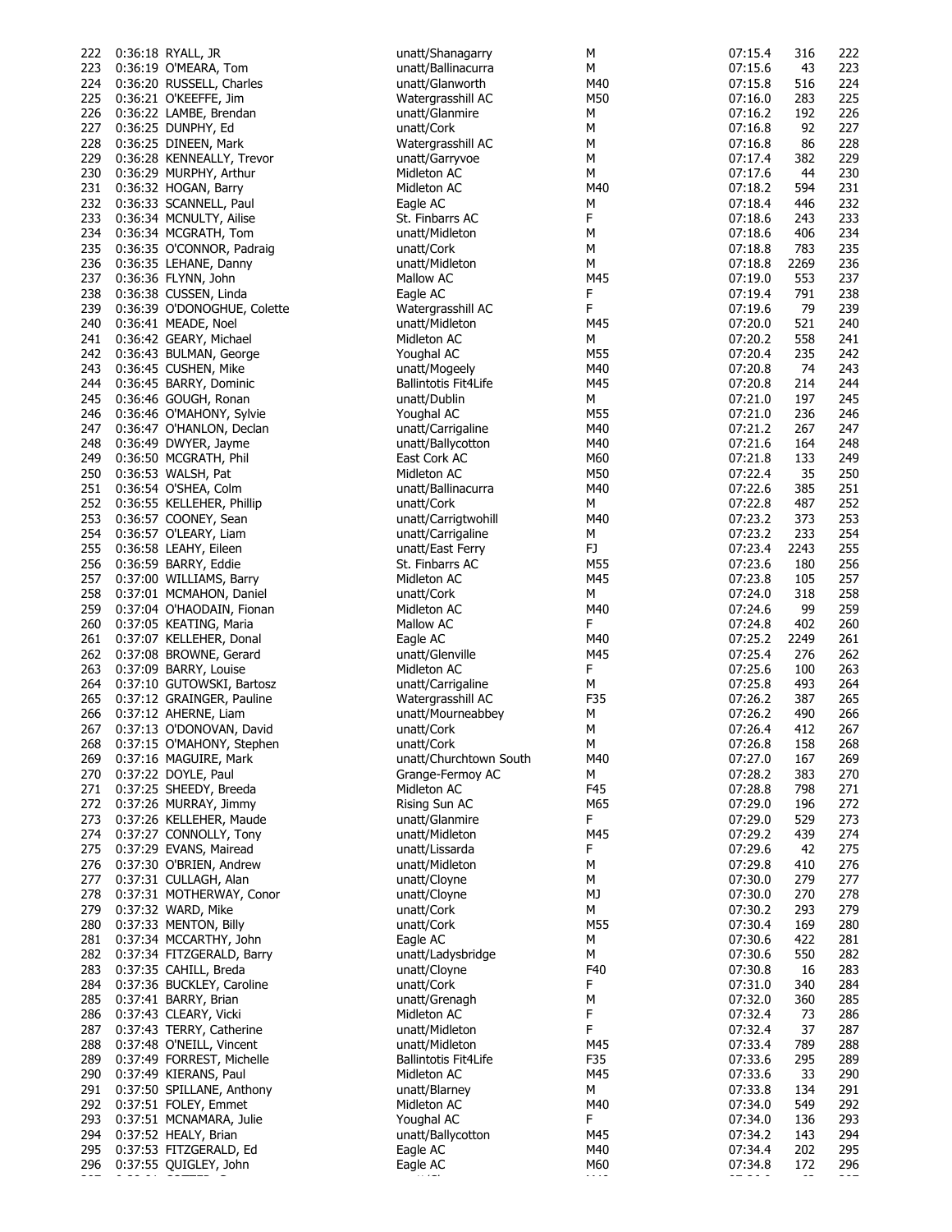| | | | | | | | |
|---|---|---|---|---|---|---|---|
| 222 | 0:36:18 | RYALL, JR | unatt/Shanagarry | M | 07:15.4 | 316 | 222 |
| 223 | 0:36:19 | O'MEARA, Tom | unatt/Ballinacurra | M | 07:15.6 | 43 | 223 |
| 224 | 0:36:20 | RUSSELL, Charles | unatt/Glanworth | M40 | 07:15.8 | 516 | 224 |
| 225 | 0:36:21 | O'KEEFFE, Jim | Watergrasshill AC | M50 | 07:16.0 | 283 | 225 |
| 226 | 0:36:22 | LAMBE, Brendan | unatt/Glanmire | M | 07:16.2 | 192 | 226 |
| 227 | 0:36:25 | DUNPHY, Ed | unatt/Cork | M | 07:16.8 | 92 | 227 |
| 228 | 0:36:25 | DINEEN, Mark | Watergrasshill AC | M | 07:16.8 | 86 | 228 |
| 229 | 0:36:28 | KENNEALLY, Trevor | unatt/Garryvoe | M | 07:17.4 | 382 | 229 |
| 230 | 0:36:29 | MURPHY, Arthur | Midleton AC | M | 07:17.6 | 44 | 230 |
| 231 | 0:36:32 | HOGAN, Barry | Midleton AC | M40 | 07:18.2 | 594 | 231 |
| 232 | 0:36:33 | SCANNELL, Paul | Eagle AC | M | 07:18.4 | 446 | 232 |
| 233 | 0:36:34 | MCNULTY, Ailise | St. Finbarrs AC | F | 07:18.6 | 243 | 233 |
| 234 | 0:36:34 | MCGRATH, Tom | unatt/Midleton | M | 07:18.6 | 406 | 234 |
| 235 | 0:36:35 | O'CONNOR, Padraig | unatt/Cork | M | 07:18.8 | 783 | 235 |
| 236 | 0:36:35 | LEHANE, Danny | unatt/Midleton | M | 07:18.8 | 2269 | 236 |
| 237 | 0:36:36 | FLYNN, John | Mallow AC | M45 | 07:19.0 | 553 | 237 |
| 238 | 0:36:38 | CUSSEN, Linda | Eagle AC | F | 07:19.4 | 791 | 238 |
| 239 | 0:36:39 | O'DONOGHUE, Colette | Watergrasshill AC | F | 07:19.6 | 79 | 239 |
| 240 | 0:36:41 | MEADE, Noel | unatt/Midleton | M45 | 07:20.0 | 521 | 240 |
| 241 | 0:36:42 | GEARY, Michael | Midleton AC | M | 07:20.2 | 558 | 241 |
| 242 | 0:36:43 | BULMAN, George | Youghal AC | M55 | 07:20.4 | 235 | 242 |
| 243 | 0:36:45 | CUSHEN, Mike | unatt/Mogeely | M40 | 07:20.8 | 74 | 243 |
| 244 | 0:36:45 | BARRY, Dominic | Ballintotis Fit4Life | M45 | 07:20.8 | 214 | 244 |
| 245 | 0:36:46 | GOUGH, Ronan | unatt/Dublin | M | 07:21.0 | 197 | 245 |
| 246 | 0:36:46 | O'MAHONY, Sylvie | Youghal AC | M55 | 07:21.0 | 236 | 246 |
| 247 | 0:36:47 | O'HANLON, Declan | unatt/Carrigaline | M40 | 07:21.2 | 267 | 247 |
| 248 | 0:36:49 | DWYER, Jayme | unatt/Ballycotton | M40 | 07:21.6 | 164 | 248 |
| 249 | 0:36:50 | MCGRATH, Phil | East Cork AC | M60 | 07:21.8 | 133 | 249 |
| 250 | 0:36:53 | WALSH, Pat | Midleton AC | M50 | 07:22.4 | 35 | 250 |
| 251 | 0:36:54 | O'SHEA, Colm | unatt/Ballinacurra | M40 | 07:22.6 | 385 | 251 |
| 252 | 0:36:55 | KELLEHER, Phillip | unatt/Cork | M | 07:22.8 | 487 | 252 |
| 253 | 0:36:57 | COONEY, Sean | unatt/Carrigtwohill | M40 | 07:23.2 | 373 | 253 |
| 254 | 0:36:57 | O'LEARY, Liam | unatt/Carrigaline | M | 07:23.2 | 233 | 254 |
| 255 | 0:36:58 | LEAHY, Eileen | unatt/East Ferry | FJ | 07:23.4 | 2243 | 255 |
| 256 | 0:36:59 | BARRY, Eddie | St. Finbarrs AC | M55 | 07:23.6 | 180 | 256 |
| 257 | 0:37:00 | WILLIAMS, Barry | Midleton AC | M45 | 07:23.8 | 105 | 257 |
| 258 | 0:37:01 | MCMAHON, Daniel | unatt/Cork | M | 07:24.0 | 318 | 258 |
| 259 | 0:37:04 | O'HAODAIN, Fionan | Midleton AC | M40 | 07:24.6 | 99 | 259 |
| 260 | 0:37:05 | KEATING, Maria | Mallow AC | F | 07:24.8 | 402 | 260 |
| 261 | 0:37:07 | KELLEHER, Donal | Eagle AC | M40 | 07:25.2 | 2249 | 261 |
| 262 | 0:37:08 | BROWNE, Gerard | unatt/Glenville | M45 | 07:25.4 | 276 | 262 |
| 263 | 0:37:09 | BARRY, Louise | Midleton AC | F | 07:25.6 | 100 | 263 |
| 264 | 0:37:10 | GUTOWSKI, Bartosz | unatt/Carrigaline | M | 07:25.8 | 493 | 264 |
| 265 | 0:37:12 | GRAINGER, Pauline | Watergrasshill AC | F35 | 07:26.2 | 387 | 265 |
| 266 | 0:37:12 | AHERNE, Liam | unatt/Mourneabbey | M | 07:26.2 | 490 | 266 |
| 267 | 0:37:13 | O'DONOVAN, David | unatt/Cork | M | 07:26.4 | 412 | 267 |
| 268 | 0:37:15 | O'MAHONY, Stephen | unatt/Cork | M | 07:26.8 | 158 | 268 |
| 269 | 0:37:16 | MAGUIRE, Mark | unatt/Churchtown South | M40 | 07:27.0 | 167 | 269 |
| 270 | 0:37:22 | DOYLE, Paul | Grange-Fermoy AC | M | 07:28.2 | 383 | 270 |
| 271 | 0:37:25 | SHEEDY, Breeda | Midleton AC | F45 | 07:28.8 | 798 | 271 |
| 272 | 0:37:26 | MURRAY, Jimmy | Rising Sun AC | M65 | 07:29.0 | 196 | 272 |
| 273 | 0:37:26 | KELLEHER, Maude | unatt/Glanmire | F | 07:29.0 | 529 | 273 |
| 274 | 0:37:27 | CONNOLLY, Tony | unatt/Midleton | M45 | 07:29.2 | 439 | 274 |
| 275 | 0:37:29 | EVANS, Mairead | unatt/Lissarda | F | 07:29.6 | 42 | 275 |
| 276 | 0:37:30 | O'BRIEN, Andrew | unatt/Midleton | M | 07:29.8 | 410 | 276 |
| 277 | 0:37:31 | CULLAGH, Alan | unatt/Cloyne | M | 07:30.0 | 279 | 277 |
| 278 | 0:37:31 | MOTHERWAY, Conor | unatt/Cloyne | MJ | 07:30.0 | 270 | 278 |
| 279 | 0:37:32 | WARD, Mike | unatt/Cork | M | 07:30.2 | 293 | 279 |
| 280 | 0:37:33 | MENTON, Billy | unatt/Cork | M55 | 07:30.4 | 169 | 280 |
| 281 | 0:37:34 | MCCARTHY, John | Eagle AC | M | 07:30.6 | 422 | 281 |
| 282 | 0:37:34 | FITZGERALD, Barry | unatt/Ladysbridge | M | 07:30.6 | 550 | 282 |
| 283 | 0:37:35 | CAHILL, Breda | unatt/Cloyne | F40 | 07:30.8 | 16 | 283 |
| 284 | 0:37:36 | BUCKLEY, Caroline | unatt/Cork | F | 07:31.0 | 340 | 284 |
| 285 | 0:37:41 | BARRY, Brian | unatt/Grenagh | M | 07:32.0 | 360 | 285 |
| 286 | 0:37:43 | CLEARY, Vicki | Midleton AC | F | 07:32.4 | 73 | 286 |
| 287 | 0:37:43 | TERRY, Catherine | unatt/Midleton | F | 07:32.4 | 37 | 287 |
| 288 | 0:37:48 | O'NEILL, Vincent | unatt/Midleton | M45 | 07:33.4 | 789 | 288 |
| 289 | 0:37:49 | FORREST, Michelle | Ballintotis Fit4Life | F35 | 07:33.6 | 295 | 289 |
| 290 | 0:37:49 | KIERANS, Paul | Midleton AC | M45 | 07:33.6 | 33 | 290 |
| 291 | 0:37:50 | SPILLANE, Anthony | unatt/Blarney | M | 07:33.8 | 134 | 291 |
| 292 | 0:37:51 | FOLEY, Emmet | Midleton AC | M40 | 07:34.0 | 549 | 292 |
| 293 | 0:37:51 | MCNAMARA, Julie | Youghal AC | F | 07:34.0 | 136 | 293 |
| 294 | 0:37:52 | HEALY, Brian | unatt/Ballycotton | M45 | 07:34.2 | 143 | 294 |
| 295 | 0:37:53 | FITZGERALD, Ed | Eagle AC | M40 | 07:34.4 | 202 | 295 |
| 296 | 0:37:55 | QUIGLEY, John | Eagle AC | M60 | 07:34.8 | 172 | 296 |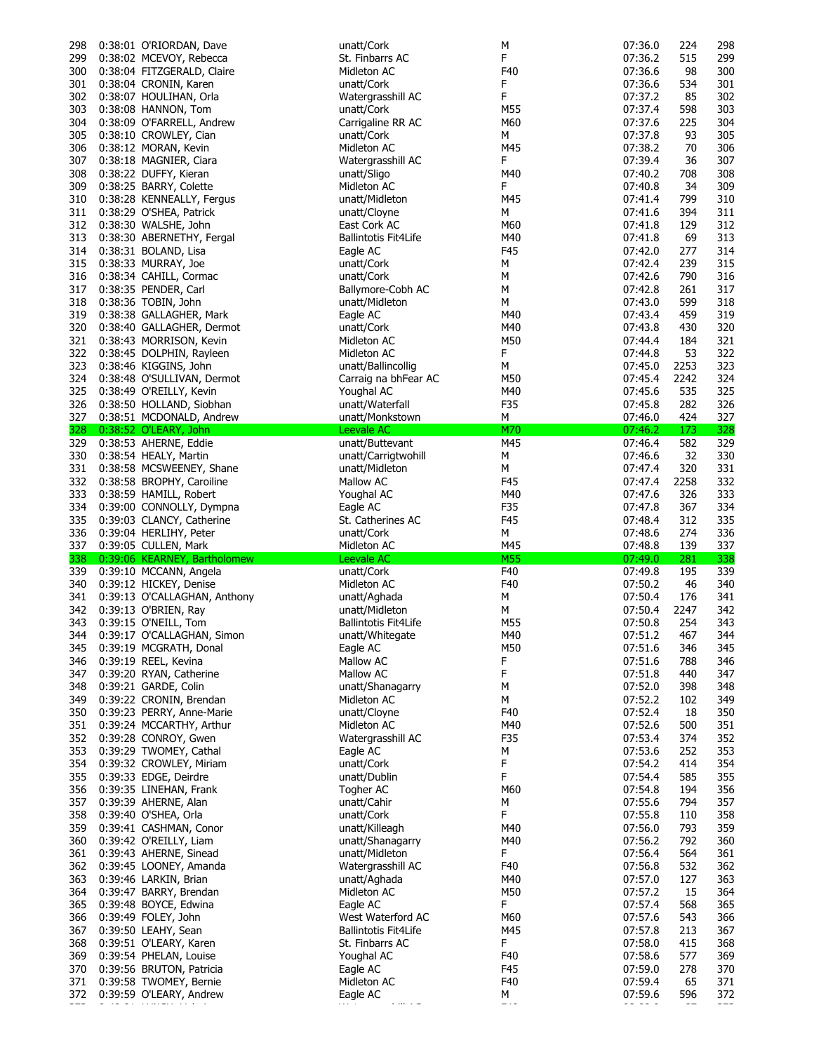| | | | | | | | |
|---|---|---|---|---|---|---|---|
| 298 | 0:38:01 | O'RIORDAN, Dave | unatt/Cork | M | 07:36.0 | 224 | 298 |
| 299 | 0:38:02 | MCEVOY, Rebecca | St. Finbarrs AC | F | 07:36.2 | 515 | 299 |
| 300 | 0:38:04 | FITZGERALD, Claire | Midleton AC | F40 | 07:36.6 | 98 | 300 |
| 301 | 0:38:04 | CRONIN, Karen | unatt/Cork | F | 07:36.6 | 534 | 301 |
| 302 | 0:38:07 | HOULIHAN, Orla | Watergrasshill AC | F | 07:37.2 | 85 | 302 |
| 303 | 0:38:08 | HANNON, Tom | unatt/Cork | M55 | 07:37.4 | 598 | 303 |
| 304 | 0:38:09 | O'FARRELL, Andrew | Carrigaline RR AC | M60 | 07:37.6 | 225 | 304 |
| 305 | 0:38:10 | CROWLEY, Cian | unatt/Cork | M | 07:37.8 | 93 | 305 |
| 306 | 0:38:12 | MORAN, Kevin | Midleton AC | M45 | 07:38.2 | 70 | 306 |
| 307 | 0:38:18 | MAGNIER, Ciara | Watergrasshill AC | F | 07:39.4 | 36 | 307 |
| 308 | 0:38:22 | DUFFY, Kieran | unatt/Sligo | M40 | 07:40.2 | 708 | 308 |
| 309 | 0:38:25 | BARRY, Colette | Midleton AC | F | 07:40.8 | 34 | 309 |
| 310 | 0:38:28 | KENNEALLY, Fergus | unatt/Midleton | M45 | 07:41.4 | 799 | 310 |
| 311 | 0:38:29 | O'SHEA, Patrick | unatt/Cloyne | M | 07:41.6 | 394 | 311 |
| 312 | 0:38:30 | WALSHE, John | East Cork AC | M60 | 07:41.8 | 129 | 312 |
| 313 | 0:38:30 | ABERNETHY, Fergal | Ballintotis Fit4Life | M40 | 07:41.8 | 69 | 313 |
| 314 | 0:38:31 | BOLAND, Lisa | Eagle AC | F45 | 07:42.0 | 277 | 314 |
| 315 | 0:38:33 | MURRAY, Joe | unatt/Cork | M | 07:42.4 | 239 | 315 |
| 316 | 0:38:34 | CAHILL, Cormac | unatt/Cork | M | 07:42.6 | 790 | 316 |
| 317 | 0:38:35 | PENDER, Carl | Ballymore-Cobh AC | M | 07:42.8 | 261 | 317 |
| 318 | 0:38:36 | TOBIN, John | unatt/Midleton | M | 07:43.0 | 599 | 318 |
| 319 | 0:38:38 | GALLAGHER, Mark | Eagle AC | M40 | 07:43.4 | 459 | 319 |
| 320 | 0:38:40 | GALLAGHER, Dermot | unatt/Cork | M40 | 07:43.8 | 430 | 320 |
| 321 | 0:38:43 | MORRISON, Kevin | Midleton AC | M50 | 07:44.4 | 184 | 321 |
| 322 | 0:38:45 | DOLPHIN, Rayleen | Midleton AC | F | 07:44.8 | 53 | 322 |
| 323 | 0:38:46 | KIGGINS, John | unatt/Ballincollig | M | 07:45.0 | 2253 | 323 |
| 324 | 0:38:48 | O'SULLIVAN, Dermot | Carraig na bhFear AC | M50 | 07:45.4 | 2242 | 324 |
| 325 | 0:38:49 | O'REILLY, Kevin | Youghal AC | M40 | 07:45.6 | 535 | 325 |
| 326 | 0:38:50 | HOLLAND, Siobhan | unatt/Waterfall | F35 | 07:45.8 | 282 | 326 |
| 327 | 0:38:51 | MCDONALD, Andrew | unatt/Monkstown | M | 07:46.0 | 424 | 327 |
| 328 | 0:38:52 | O'LEARY, John | Leevale AC | M70 | 07:46.2 | 173 | 328 |
| 329 | 0:38:53 | AHERNE, Eddie | unatt/Buttevant | M45 | 07:46.4 | 582 | 329 |
| 330 | 0:38:54 | HEALY, Martin | unatt/Carrigtwohill | M | 07:46.6 | 32 | 330 |
| 331 | 0:38:58 | MCSWEENEY, Shane | unatt/Midleton | M | 07:47.4 | 320 | 331 |
| 332 | 0:38:58 | BROPHY, Caroiline | Mallow AC | F45 | 07:47.4 | 2258 | 332 |
| 333 | 0:38:59 | HAMILL, Robert | Youghal AC | M40 | 07:47.6 | 326 | 333 |
| 334 | 0:39:00 | CONNOLLY, Dympna | Eagle AC | F35 | 07:47.8 | 367 | 334 |
| 335 | 0:39:03 | CLANCY, Catherine | St. Catherines AC | F45 | 07:48.4 | 312 | 335 |
| 336 | 0:39:04 | HERLIHY, Peter | unatt/Cork | M | 07:48.6 | 274 | 336 |
| 337 | 0:39:05 | CULLEN, Mark | Midleton AC | M45 | 07:48.8 | 139 | 337 |
| 338 | 0:39:06 | KEARNEY, Bartholomew | Leevale AC | M55 | 07:49.0 | 281 | 338 |
| 339 | 0:39:10 | MCCANN, Angela | unatt/Cork | F40 | 07:49.8 | 195 | 339 |
| 340 | 0:39:12 | HICKEY, Denise | Midleton AC | F40 | 07:50.2 | 46 | 340 |
| 341 | 0:39:13 | O'CALLAGHAN, Anthony | unatt/Aghada | M | 07:50.4 | 176 | 341 |
| 342 | 0:39:13 | O'BRIEN, Ray | unatt/Midleton | M | 07:50.4 | 2247 | 342 |
| 343 | 0:39:15 | O'NEILL, Tom | Ballintotis Fit4Life | M55 | 07:50.8 | 254 | 343 |
| 344 | 0:39:17 | O'CALLAGHAN, Simon | unatt/Whitegate | M40 | 07:51.2 | 467 | 344 |
| 345 | 0:39:19 | MCGRATH, Donal | Eagle AC | M50 | 07:51.6 | 346 | 345 |
| 346 | 0:39:19 | REEL, Kevina | Mallow AC | F | 07:51.6 | 788 | 346 |
| 347 | 0:39:20 | RYAN, Catherine | Mallow AC | F | 07:51.8 | 440 | 347 |
| 348 | 0:39:21 | GARDE, Colin | unatt/Shanagarry | M | 07:52.0 | 398 | 348 |
| 349 | 0:39:22 | CRONIN, Brendan | Midleton AC | M | 07:52.2 | 102 | 349 |
| 350 | 0:39:23 | PERRY, Anne-Marie | unatt/Cloyne | F40 | 07:52.4 | 18 | 350 |
| 351 | 0:39:24 | MCCARTHY, Arthur | Midleton AC | M40 | 07:52.6 | 500 | 351 |
| 352 | 0:39:28 | CONROY, Gwen | Watergrasshill AC | F35 | 07:53.4 | 374 | 352 |
| 353 | 0:39:29 | TWOMEY, Cathal | Eagle AC | M | 07:53.6 | 252 | 353 |
| 354 | 0:39:32 | CROWLEY, Miriam | unatt/Cork | F | 07:54.2 | 414 | 354 |
| 355 | 0:39:33 | EDGE, Deirdre | unatt/Dublin | F | 07:54.4 | 585 | 355 |
| 356 | 0:39:35 | LINEHAN, Frank | Togher AC | M60 | 07:54.8 | 194 | 356 |
| 357 | 0:39:39 | AHERNE, Alan | unatt/Cahir | M | 07:55.6 | 794 | 357 |
| 358 | 0:39:40 | O'SHEA, Orla | unatt/Cork | F | 07:55.8 | 110 | 358 |
| 359 | 0:39:41 | CASHMAN, Conor | unatt/Killeagh | M40 | 07:56.0 | 793 | 359 |
| 360 | 0:39:42 | O'REILLY, Liam | unatt/Shanagarry | M40 | 07:56.2 | 792 | 360 |
| 361 | 0:39:43 | AHERNE, Sinead | unatt/Midleton | F | 07:56.4 | 564 | 361 |
| 362 | 0:39:45 | LOONEY, Amanda | Watergrasshill AC | F40 | 07:56.8 | 532 | 362 |
| 363 | 0:39:46 | LARKIN, Brian | unatt/Aghada | M40 | 07:57.0 | 127 | 363 |
| 364 | 0:39:47 | BARRY, Brendan | Midleton AC | M50 | 07:57.2 | 15 | 364 |
| 365 | 0:39:48 | BOYCE, Edwina | Eagle AC | F | 07:57.4 | 568 | 365 |
| 366 | 0:39:49 | FOLEY, John | West Waterford AC | M60 | 07:57.6 | 543 | 366 |
| 367 | 0:39:50 | LEAHY, Sean | Ballintotis Fit4Life | M45 | 07:57.8 | 213 | 367 |
| 368 | 0:39:51 | O'LEARY, Karen | St. Finbarrs AC | F | 07:58.0 | 415 | 368 |
| 369 | 0:39:54 | PHELAN, Louise | Youghal AC | F40 | 07:58.6 | 577 | 369 |
| 370 | 0:39:56 | BRUTON, Patricia | Eagle AC | F45 | 07:59.0 | 278 | 370 |
| 371 | 0:39:58 | TWOMEY, Bernie | Midleton AC | F40 | 07:59.4 | 65 | 371 |
| 372 | 0:39:59 | O'LEARY, Andrew | Eagle AC | M | 07:59.6 | 596 | 372 |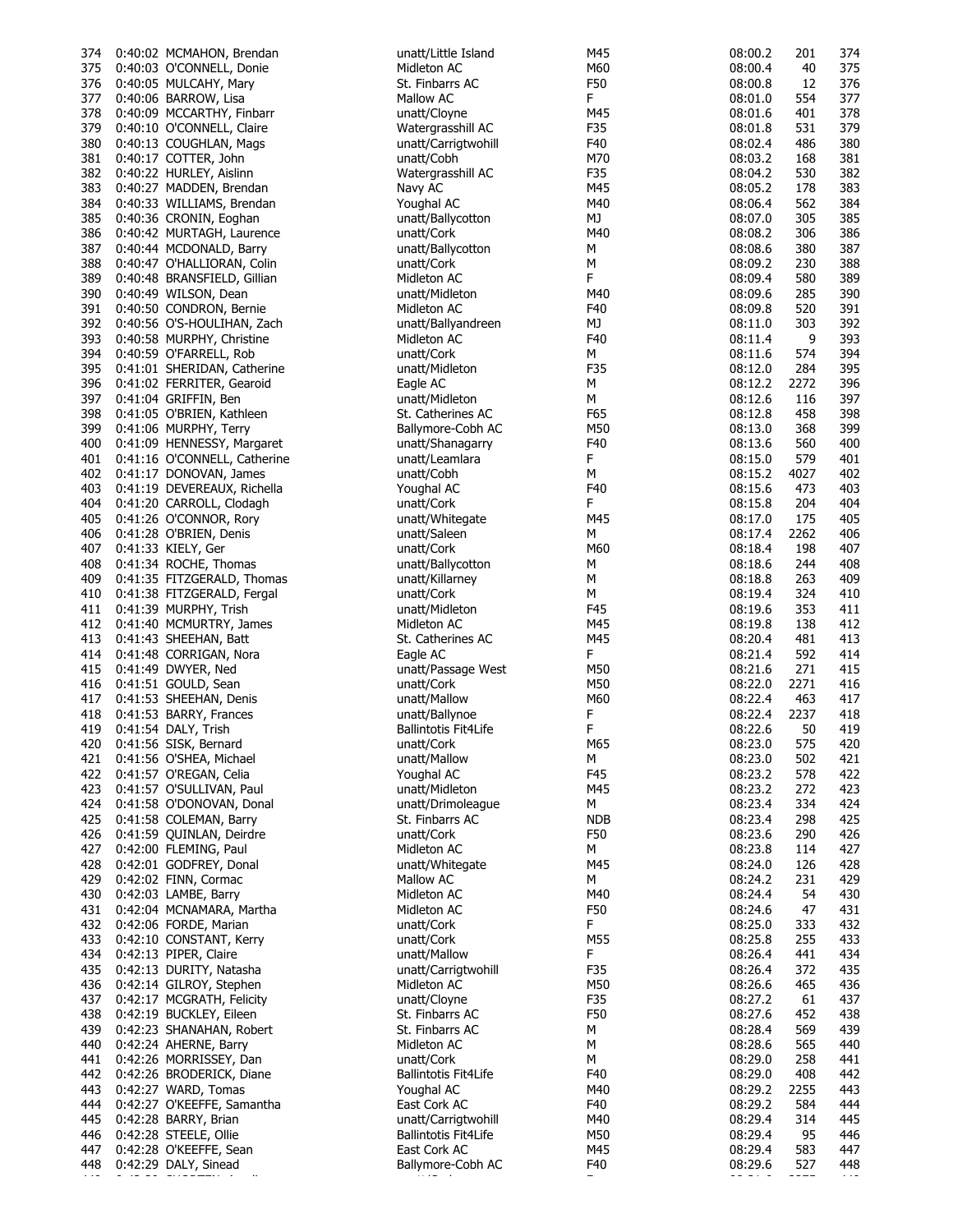| | | | | | | | |
|---|---|---|---|---|---|---|---|
| 374 | 0:40:02 | MCMAHON, Brendan | unatt/Little Island | M45 | 08:00.2 | 201 | 374 |
| 375 | 0:40:03 | O'CONNELL, Donie | Midleton AC | M60 | 08:00.4 | 40 | 375 |
| 376 | 0:40:05 | MULCAHY, Mary | St. Finbarrs AC | F50 | 08:00.8 | 12 | 376 |
| 377 | 0:40:06 | BARROW, Lisa | Mallow AC | F | 08:01.0 | 554 | 377 |
| 378 | 0:40:09 | MCCARTHY, Finbarr | unatt/Cloyne | M45 | 08:01.6 | 401 | 378 |
| 379 | 0:40:10 | O'CONNELL, Claire | Watergrasshill AC | F35 | 08:01.8 | 531 | 379 |
| 380 | 0:40:13 | COUGHLAN, Mags | unatt/Carrigtwohill | F40 | 08:02.4 | 486 | 380 |
| 381 | 0:40:17 | COTTER, John | unatt/Cobh | M70 | 08:03.2 | 168 | 381 |
| 382 | 0:40:22 | HURLEY, Aislinn | Watergrasshill AC | F35 | 08:04.2 | 530 | 382 |
| 383 | 0:40:27 | MADDEN, Brendan | Navy AC | M45 | 08:05.2 | 178 | 383 |
| 384 | 0:40:33 | WILLIAMS, Brendan | Youghal AC | M40 | 08:06.4 | 562 | 384 |
| 385 | 0:40:36 | CRONIN, Eoghan | unatt/Ballycotton | MJ | 08:07.0 | 305 | 385 |
| 386 | 0:40:42 | MURTAGH, Laurence | unatt/Cork | M40 | 08:08.2 | 306 | 386 |
| 387 | 0:40:44 | MCDONALD, Barry | unatt/Ballycotton | M | 08:08.6 | 380 | 387 |
| 388 | 0:40:47 | O'HALLIORAN, Colin | unatt/Cork | M | 08:09.2 | 230 | 388 |
| 389 | 0:40:48 | BRANSFIELD, Gillian | Midleton AC | F | 08:09.4 | 580 | 389 |
| 390 | 0:40:49 | WILSON, Dean | unatt/Midleton | M40 | 08:09.6 | 285 | 390 |
| 391 | 0:40:50 | CONDRON, Bernie | Midleton AC | F40 | 08:09.8 | 520 | 391 |
| 392 | 0:40:56 | O'S-HOULIHAN, Zach | unatt/Ballyandreen | MJ | 08:11.0 | 303 | 392 |
| 393 | 0:40:58 | MURPHY, Christine | Midleton AC | F40 | 08:11.4 | 9 | 393 |
| 394 | 0:40:59 | O'FARRELL, Rob | unatt/Cork | M | 08:11.6 | 574 | 394 |
| 395 | 0:41:01 | SHERIDAN, Catherine | unatt/Midleton | F35 | 08:12.0 | 284 | 395 |
| 396 | 0:41:02 | FERRITER, Gearoid | Eagle AC | M | 08:12.2 | 2272 | 396 |
| 397 | 0:41:04 | GRIFFIN, Ben | unatt/Midleton | M | 08:12.6 | 116 | 397 |
| 398 | 0:41:05 | O'BRIEN, Kathleen | St. Catherines AC | F65 | 08:12.8 | 458 | 398 |
| 399 | 0:41:06 | MURPHY, Terry | Ballymore-Cobh AC | M50 | 08:13.0 | 368 | 399 |
| 400 | 0:41:09 | HENNESSY, Margaret | unatt/Shanagarry | F40 | 08:13.6 | 560 | 400 |
| 401 | 0:41:16 | O'CONNELL, Catherine | unatt/Leamlara | F | 08:15.0 | 579 | 401 |
| 402 | 0:41:17 | DONOVAN, James | unatt/Cobh | M | 08:15.2 | 4027 | 402 |
| 403 | 0:41:19 | DEVEREAUX, Richella | Youghal AC | F40 | 08:15.6 | 473 | 403 |
| 404 | 0:41:20 | CARROLL, Clodagh | unatt/Cork | F | 08:15.8 | 204 | 404 |
| 405 | 0:41:26 | O'CONNOR, Rory | unatt/Whitegate | M45 | 08:17.0 | 175 | 405 |
| 406 | 0:41:28 | O'BRIEN, Denis | unatt/Saleen | M | 08:17.4 | 2262 | 406 |
| 407 | 0:41:33 | KIELY, Ger | unatt/Cork | M60 | 08:18.4 | 198 | 407 |
| 408 | 0:41:34 | ROCHE, Thomas | unatt/Ballycotton | M | 08:18.6 | 244 | 408 |
| 409 | 0:41:35 | FITZGERALD, Thomas | unatt/Killarney | M | 08:18.8 | 263 | 409 |
| 410 | 0:41:38 | FITZGERALD, Fergal | unatt/Cork | M | 08:19.4 | 324 | 410 |
| 411 | 0:41:39 | MURPHY, Trish | unatt/Midleton | F45 | 08:19.6 | 353 | 411 |
| 412 | 0:41:40 | MCMURTRY, James | Midleton AC | M45 | 08:19.8 | 138 | 412 |
| 413 | 0:41:43 | SHEEHAN, Batt | St. Catherines AC | M45 | 08:20.4 | 481 | 413 |
| 414 | 0:41:48 | CORRIGAN, Nora | Eagle AC | F | 08:21.4 | 592 | 414 |
| 415 | 0:41:49 | DWYER, Ned | unatt/Passage West | M50 | 08:21.6 | 271 | 415 |
| 416 | 0:41:51 | GOULD, Sean | unatt/Cork | M50 | 08:22.0 | 2271 | 416 |
| 417 | 0:41:53 | SHEEHAN, Denis | unatt/Mallow | M60 | 08:22.4 | 463 | 417 |
| 418 | 0:41:53 | BARRY, Frances | unatt/Ballynoe | F | 08:22.4 | 2237 | 418 |
| 419 | 0:41:54 | DALY, Trish | Ballintotis Fit4Life | F | 08:22.6 | 50 | 419 |
| 420 | 0:41:56 | SISK, Bernard | unatt/Cork | M65 | 08:23.0 | 575 | 420 |
| 421 | 0:41:56 | O'SHEA, Michael | unatt/Mallow | M | 08:23.0 | 502 | 421 |
| 422 | 0:41:57 | O'REGAN, Celia | Youghal AC | F45 | 08:23.2 | 578 | 422 |
| 423 | 0:41:57 | O'SULLIVAN, Paul | unatt/Midleton | M45 | 08:23.2 | 272 | 423 |
| 424 | 0:41:58 | O'DONOVAN, Donal | unatt/Drimoleague | M | 08:23.4 | 334 | 424 |
| 425 | 0:41:58 | COLEMAN, Barry | St. Finbarrs AC | NDB | 08:23.4 | 298 | 425 |
| 426 | 0:41:59 | QUINLAN, Deirdre | unatt/Cork | F50 | 08:23.6 | 290 | 426 |
| 427 | 0:42:00 | FLEMING, Paul | Midleton AC | M | 08:23.8 | 114 | 427 |
| 428 | 0:42:01 | GODFREY, Donal | unatt/Whitegate | M45 | 08:24.0 | 126 | 428 |
| 429 | 0:42:02 | FINN, Cormac | Mallow AC | M | 08:24.2 | 231 | 429 |
| 430 | 0:42:03 | LAMBE, Barry | Midleton AC | M40 | 08:24.4 | 54 | 430 |
| 431 | 0:42:04 | MCNAMARA, Martha | Midleton AC | F50 | 08:24.6 | 47 | 431 |
| 432 | 0:42:06 | FORDE, Marian | unatt/Cork | F | 08:25.0 | 333 | 432 |
| 433 | 0:42:10 | CONSTANT, Kerry | unatt/Cork | M55 | 08:25.8 | 255 | 433 |
| 434 | 0:42:13 | PIPER, Claire | unatt/Mallow | F | 08:26.4 | 441 | 434 |
| 435 | 0:42:13 | DURITY, Natasha | unatt/Carrigtwohill | F35 | 08:26.4 | 372 | 435 |
| 436 | 0:42:14 | GILROY, Stephen | Midleton AC | M50 | 08:26.6 | 465 | 436 |
| 437 | 0:42:17 | MCGRATH, Felicity | unatt/Cloyne | F35 | 08:27.2 | 61 | 437 |
| 438 | 0:42:19 | BUCKLEY, Eileen | St. Finbarrs AC | F50 | 08:27.6 | 452 | 438 |
| 439 | 0:42:23 | SHANAHAN, Robert | St. Finbarrs AC | M | 08:28.4 | 569 | 439 |
| 440 | 0:42:24 | AHERNE, Barry | Midleton AC | M | 08:28.6 | 565 | 440 |
| 441 | 0:42:26 | MORRISSEY, Dan | unatt/Cork | M | 08:29.0 | 258 | 441 |
| 442 | 0:42:26 | BRODERICK, Diane | Ballintotis Fit4Life | F40 | 08:29.0 | 408 | 442 |
| 443 | 0:42:27 | WARD, Tomas | Youghal AC | M40 | 08:29.2 | 2255 | 443 |
| 444 | 0:42:27 | O'KEEFFE, Samantha | East Cork AC | F40 | 08:29.2 | 584 | 444 |
| 445 | 0:42:28 | BARRY, Brian | unatt/Carrigtwohill | M40 | 08:29.4 | 314 | 445 |
| 446 | 0:42:28 | STEELE, Ollie | Ballintotis Fit4Life | M50 | 08:29.4 | 95 | 446 |
| 447 | 0:42:28 | O'KEEFFE, Sean | East Cork AC | M45 | 08:29.4 | 583 | 447 |
| 448 | 0:42:29 | DALY, Sinead | Ballymore-Cobh AC | F40 | 08:29.6 | 527 | 448 |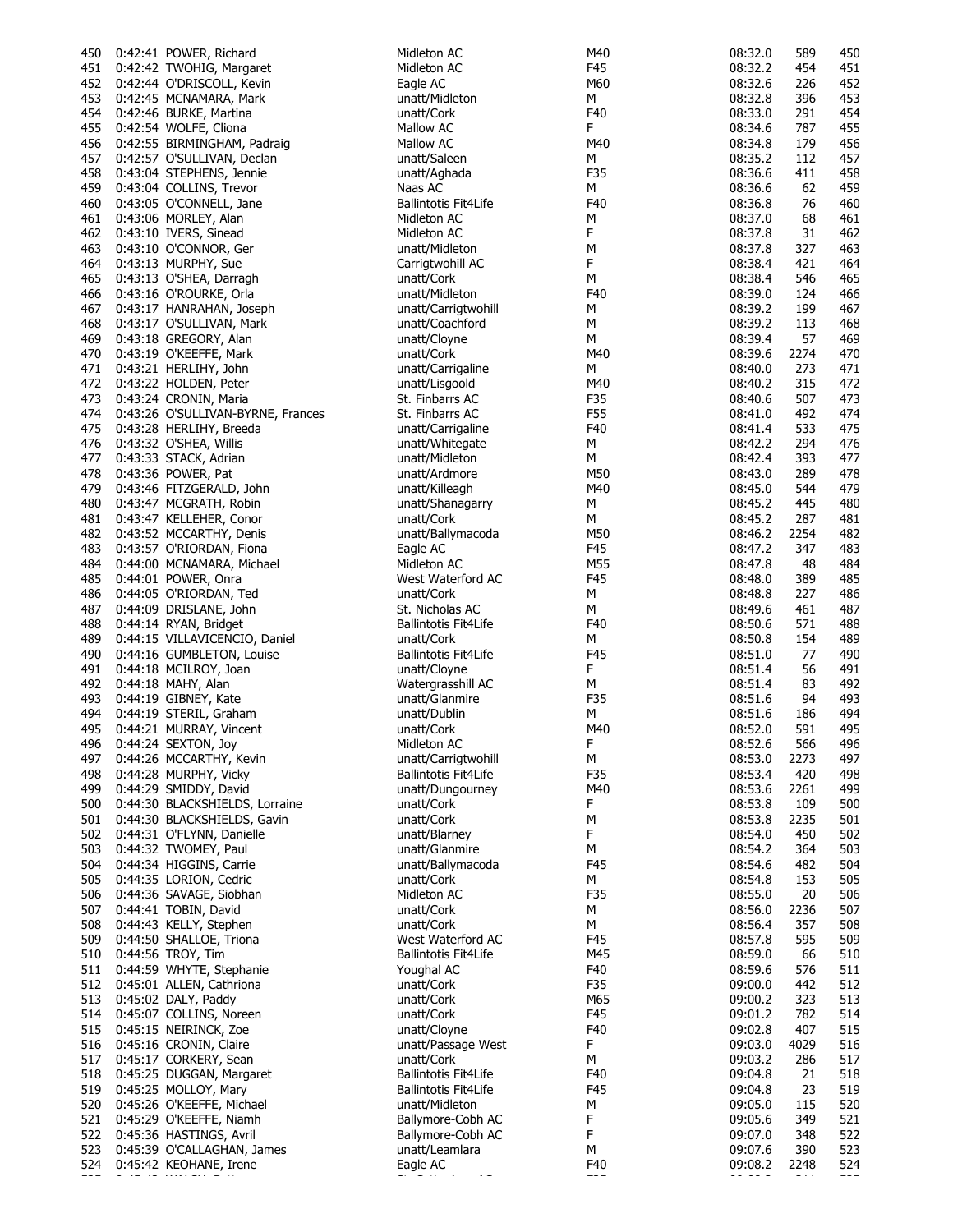| | | | | | | | |
|---|---|---|---|---|---|---|---|
| 450 | 0:42:41 | POWER, Richard | Midleton AC | M40 | 08:32.0 | 589 | 450 |
| 451 | 0:42:42 | TWOHIG, Margaret | Midleton AC | F45 | 08:32.2 | 454 | 451 |
| 452 | 0:42:44 | O'DRISCOLL, Kevin | Eagle AC | M60 | 08:32.6 | 226 | 452 |
| 453 | 0:42:45 | MCNAMARA, Mark | unatt/Midleton | M | 08:32.8 | 396 | 453 |
| 454 | 0:42:46 | BURKE, Martina | unatt/Cork | F40 | 08:33.0 | 291 | 454 |
| 455 | 0:42:54 | WOLFE, Cliona | Mallow AC | F | 08:34.6 | 787 | 455 |
| 456 | 0:42:55 | BIRMINGHAM, Padraig | Mallow AC | M40 | 08:34.8 | 179 | 456 |
| 457 | 0:42:57 | O'SULLIVAN, Declan | unatt/Saleen | M | 08:35.2 | 112 | 457 |
| 458 | 0:43:04 | STEPHENS, Jennie | unatt/Aghada | F35 | 08:36.6 | 411 | 458 |
| 459 | 0:43:04 | COLLINS, Trevor | Naas AC | M | 08:36.6 | 62 | 459 |
| 460 | 0:43:05 | O'CONNELL, Jane | Ballintotis Fit4Life | F40 | 08:36.8 | 76 | 460 |
| 461 | 0:43:06 | MORLEY, Alan | Midleton AC | M | 08:37.0 | 68 | 461 |
| 462 | 0:43:10 | IVERS, Sinead | Midleton AC | F | 08:37.8 | 31 | 462 |
| 463 | 0:43:10 | O'CONNOR, Ger | unatt/Midleton | M | 08:37.8 | 327 | 463 |
| 464 | 0:43:13 | MURPHY, Sue | Carrigtwohill AC | F | 08:38.4 | 421 | 464 |
| 465 | 0:43:13 | O'SHEA, Darragh | unatt/Cork | M | 08:38.4 | 546 | 465 |
| 466 | 0:43:16 | O'ROURKE, Orla | unatt/Midleton | F40 | 08:39.0 | 124 | 466 |
| 467 | 0:43:17 | HANRAHAN, Joseph | unatt/Carrigtwohill | M | 08:39.2 | 199 | 467 |
| 468 | 0:43:17 | O'SULLIVAN, Mark | unatt/Coachford | M | 08:39.2 | 113 | 468 |
| 469 | 0:43:18 | GREGORY, Alan | unatt/Cloyne | M | 08:39.4 | 57 | 469 |
| 470 | 0:43:19 | O'KEEFFE, Mark | unatt/Cork | M40 | 08:39.6 | 2274 | 470 |
| 471 | 0:43:21 | HERLIHY, John | unatt/Carrigaline | M | 08:40.0 | 273 | 471 |
| 472 | 0:43:22 | HOLDEN, Peter | unatt/Lisgoold | M40 | 08:40.2 | 315 | 472 |
| 473 | 0:43:24 | CRONIN, Maria | St. Finbarrs AC | F35 | 08:40.6 | 507 | 473 |
| 474 | 0:43:26 | O'SULLIVAN-BYRNE, Frances | St. Finbarrs AC | F55 | 08:41.0 | 492 | 474 |
| 475 | 0:43:28 | HERLIHY, Breeda | unatt/Carrigaline | F40 | 08:41.4 | 533 | 475 |
| 476 | 0:43:32 | O'SHEA, Willis | unatt/Whitegate | M | 08:42.2 | 294 | 476 |
| 477 | 0:43:33 | STACK, Adrian | unatt/Midleton | M | 08:42.4 | 393 | 477 |
| 478 | 0:43:36 | POWER, Pat | unatt/Ardmore | M50 | 08:43.0 | 289 | 478 |
| 479 | 0:43:46 | FITZGERALD, John | unatt/Killeagh | M40 | 08:45.0 | 544 | 479 |
| 480 | 0:43:47 | MCGRATH, Robin | unatt/Shanagarry | M | 08:45.2 | 445 | 480 |
| 481 | 0:43:47 | KELLEHER, Conor | unatt/Cork | M | 08:45.2 | 287 | 481 |
| 482 | 0:43:52 | MCCARTHY, Denis | unatt/Ballymacoda | M50 | 08:46.2 | 2254 | 482 |
| 483 | 0:43:57 | O'RIORDAN, Fiona | Eagle AC | F45 | 08:47.2 | 347 | 483 |
| 484 | 0:44:00 | MCNAMARA, Michael | Midleton AC | M55 | 08:47.8 | 48 | 484 |
| 485 | 0:44:01 | POWER, Onra | West Waterford AC | F45 | 08:48.0 | 389 | 485 |
| 486 | 0:44:05 | O'RIORDAN, Ted | unatt/Cork | M | 08:48.8 | 227 | 486 |
| 487 | 0:44:09 | DRISLANE, John | St. Nicholas AC | M | 08:49.6 | 461 | 487 |
| 488 | 0:44:14 | RYAN, Bridget | Ballintotis Fit4Life | F40 | 08:50.6 | 571 | 488 |
| 489 | 0:44:15 | VILLAVICENCIO, Daniel | unatt/Cork | M | 08:50.8 | 154 | 489 |
| 490 | 0:44:16 | GUMBLETON, Louise | Ballintotis Fit4Life | F45 | 08:51.0 | 77 | 490 |
| 491 | 0:44:18 | MCILROY, Joan | unatt/Cloyne | F | 08:51.4 | 56 | 491 |
| 492 | 0:44:18 | MAHY, Alan | Watergrasshill AC | M | 08:51.4 | 83 | 492 |
| 493 | 0:44:19 | GIBNEY, Kate | unatt/Glanmire | F35 | 08:51.6 | 94 | 493 |
| 494 | 0:44:19 | STERIL, Graham | unatt/Dublin | M | 08:51.6 | 186 | 494 |
| 495 | 0:44:21 | MURRAY, Vincent | unatt/Cork | M40 | 08:52.0 | 591 | 495 |
| 496 | 0:44:24 | SEXTON, Joy | Midleton AC | F | 08:52.6 | 566 | 496 |
| 497 | 0:44:26 | MCCARTHY, Kevin | unatt/Carrigtwohill | M | 08:53.0 | 2273 | 497 |
| 498 | 0:44:28 | MURPHY, Vicky | Ballintotis Fit4Life | F35 | 08:53.4 | 420 | 498 |
| 499 | 0:44:29 | SMIDDY, David | unatt/Dungourney | M40 | 08:53.6 | 2261 | 499 |
| 500 | 0:44:30 | BLACKSHIELDS, Lorraine | unatt/Cork | F | 08:53.8 | 109 | 500 |
| 501 | 0:44:30 | BLACKSHIELDS, Gavin | unatt/Cork | M | 08:53.8 | 2235 | 501 |
| 502 | 0:44:31 | O'FLYNN, Danielle | unatt/Blarney | F | 08:54.0 | 450 | 502 |
| 503 | 0:44:32 | TWOMEY, Paul | unatt/Glanmire | M | 08:54.2 | 364 | 503 |
| 504 | 0:44:34 | HIGGINS, Carrie | unatt/Ballymacoda | F45 | 08:54.6 | 482 | 504 |
| 505 | 0:44:35 | LORION, Cedric | unatt/Cork | M | 08:54.8 | 153 | 505 |
| 506 | 0:44:36 | SAVAGE, Siobhan | Midleton AC | F35 | 08:55.0 | 20 | 506 |
| 507 | 0:44:41 | TOBIN, David | unatt/Cork | M | 08:56.0 | 2236 | 507 |
| 508 | 0:44:43 | KELLY, Stephen | unatt/Cork | M | 08:56.4 | 357 | 508 |
| 509 | 0:44:50 | SHALLOE, Triona | West Waterford AC | F45 | 08:57.8 | 595 | 509 |
| 510 | 0:44:56 | TROY, Tim | Ballintotis Fit4Life | M45 | 08:59.0 | 66 | 510 |
| 511 | 0:44:59 | WHYTE, Stephanie | Youghal AC | F40 | 08:59.6 | 576 | 511 |
| 512 | 0:45:01 | ALLEN, Cathriona | unatt/Cork | F35 | 09:00.0 | 442 | 512 |
| 513 | 0:45:02 | DALY, Paddy | unatt/Cork | M65 | 09:00.2 | 323 | 513 |
| 514 | 0:45:07 | COLLINS, Noreen | unatt/Cork | F45 | 09:01.2 | 782 | 514 |
| 515 | 0:45:15 | NEIRINCK, Zoe | unatt/Cloyne | F40 | 09:02.8 | 407 | 515 |
| 516 | 0:45:16 | CRONIN, Claire | unatt/Passage West | F | 09:03.0 | 4029 | 516 |
| 517 | 0:45:17 | CORKERY, Sean | unatt/Cork | M | 09:03.2 | 286 | 517 |
| 518 | 0:45:25 | DUGGAN, Margaret | Ballintotis Fit4Life | F40 | 09:04.8 | 21 | 518 |
| 519 | 0:45:25 | MOLLOY, Mary | Ballintotis Fit4Life | F45 | 09:04.8 | 23 | 519 |
| 520 | 0:45:26 | O'KEEFFE, Michael | unatt/Midleton | M | 09:05.0 | 115 | 520 |
| 521 | 0:45:29 | O'KEEFFE, Niamh | Ballymore-Cobh AC | F | 09:05.6 | 349 | 521 |
| 522 | 0:45:36 | HASTINGS, Avril | Ballymore-Cobh AC | F | 09:07.0 | 348 | 522 |
| 523 | 0:45:39 | O'CALLAGHAN, James | unatt/Leamlara | M | 09:07.6 | 390 | 523 |
| 524 | 0:45:42 | KEOHANE, Irene | Eagle AC | F40 | 09:08.2 | 2248 | 524 |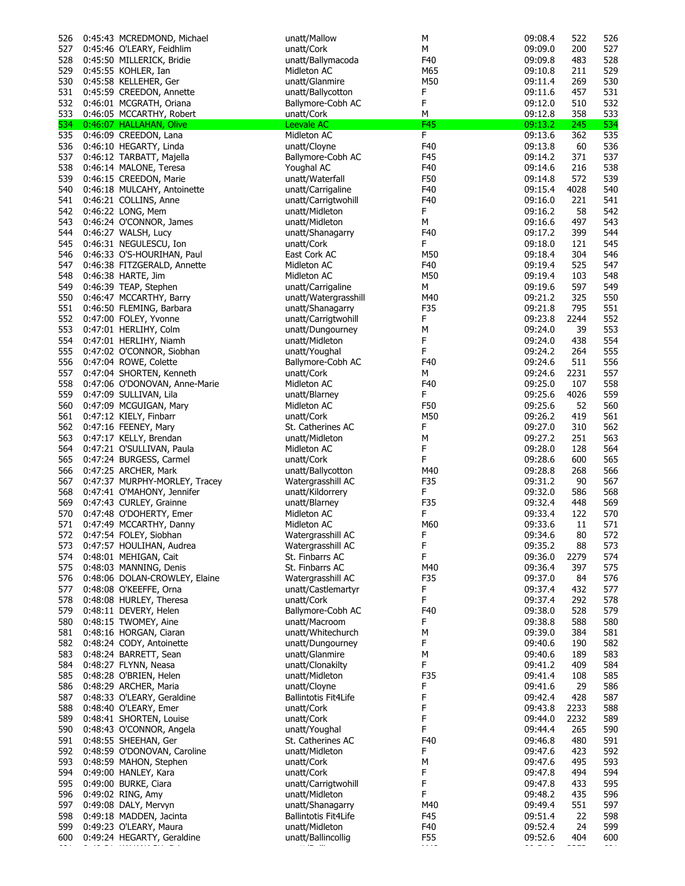| | | | | | | | |
|---|---|---|---|---|---|---|---|
| 526 | 0:45:43 | MCREDMOND, Michael | unatt/Mallow | M | 09:08.4 | 522 | 526 |
| 527 | 0:45:46 | O'LEARY, Feidhlim | unatt/Cork | M | 09:09.0 | 200 | 527 |
| 528 | 0:45:50 | MILLERICK, Bridie | unatt/Ballymacoda | F40 | 09:09.8 | 483 | 528 |
| 529 | 0:45:55 | KOHLER, Ian | Midleton AC | M65 | 09:10.8 | 211 | 529 |
| 530 | 0:45:58 | KELLEHER, Ger | unatt/Glanmire | M50 | 09:11.4 | 269 | 530 |
| 531 | 0:45:59 | CREEDON, Annette | unatt/Ballycotton | F | 09:11.6 | 457 | 531 |
| 532 | 0:46:01 | MCGRATH, Oriana | Ballymore-Cobh AC | F | 09:12.0 | 510 | 532 |
| 533 | 0:46:05 | MCCARTHY, Robert | unatt/Cork | M | 09:12.8 | 358 | 533 |
| 534 | 0:46:07 | HALLAHAN, Olive | Leevale AC | F45 | 09:13.2 | 245 | 534 |
| 535 | 0:46:09 | CREEDON, Lana | Midleton AC | F | 09:13.6 | 362 | 535 |
| 536 | 0:46:10 | HEGARTY, Linda | unatt/Cloyne | F40 | 09:13.8 | 60 | 536 |
| 537 | 0:46:12 | TARBATT, Majella | Ballymore-Cobh AC | F45 | 09:14.2 | 371 | 537 |
| 538 | 0:46:14 | MALONE, Teresa | Youghal AC | F40 | 09:14.6 | 216 | 538 |
| 539 | 0:46:15 | CREEDON, Marie | unatt/Waterfall | F50 | 09:14.8 | 572 | 539 |
| 540 | 0:46:18 | MULCAHY, Antoinette | unatt/Carrigaline | F40 | 09:15.4 | 4028 | 540 |
| 541 | 0:46:21 | COLLINS, Anne | unatt/Carrigtwohill | F40 | 09:16.0 | 221 | 541 |
| 542 | 0:46:22 | LONG, Mem | unatt/Midleton | F | 09:16.2 | 58 | 542 |
| 543 | 0:46:24 | O'CONNOR, James | unatt/Midleton | M | 09:16.6 | 497 | 543 |
| 544 | 0:46:27 | WALSH, Lucy | unatt/Shanagarry | F40 | 09:17.2 | 399 | 544 |
| 545 | 0:46:31 | NEGULESCU, Ion | unatt/Cork | F | 09:18.0 | 121 | 545 |
| 546 | 0:46:33 | O'S-HOURIHAN, Paul | East Cork AC | M50 | 09:18.4 | 304 | 546 |
| 547 | 0:46:38 | FITZGERALD, Annette | Midleton AC | F40 | 09:19.4 | 525 | 547 |
| 548 | 0:46:38 | HARTE, Jim | Midleton AC | M50 | 09:19.4 | 103 | 548 |
| 549 | 0:46:39 | TEAP, Stephen | unatt/Carrigaline | M | 09:19.6 | 597 | 549 |
| 550 | 0:46:47 | MCCARTHY, Barry | unatt/Watergrasshill | M40 | 09:21.2 | 325 | 550 |
| 551 | 0:46:50 | FLEMING, Barbara | unatt/Shanagarry | F35 | 09:21.8 | 795 | 551 |
| 552 | 0:47:00 | FOLEY, Yvonne | unatt/Carrigtwohill | F | 09:23.8 | 2244 | 552 |
| 553 | 0:47:01 | HERLIHY, Colm | unatt/Dungourney | M | 09:24.0 | 39 | 553 |
| 554 | 0:47:01 | HERLIHY, Niamh | unatt/Midleton | F | 09:24.0 | 438 | 554 |
| 555 | 0:47:02 | O'CONNOR, Siobhan | unatt/Youghal | F | 09:24.2 | 264 | 555 |
| 556 | 0:47:04 | ROWE, Colette | Ballymore-Cobh AC | F40 | 09:24.6 | 511 | 556 |
| 557 | 0:47:04 | SHORTEN, Kenneth | unatt/Cork | M | 09:24.6 | 2231 | 557 |
| 558 | 0:47:06 | O'DONOVAN, Anne-Marie | Midleton AC | F40 | 09:25.0 | 107 | 558 |
| 559 | 0:47:09 | SULLIVAN, Lila | unatt/Blarney | F | 09:25.6 | 4026 | 559 |
| 560 | 0:47:09 | MCGUIGAN, Mary | Midleton AC | F50 | 09:25.6 | 52 | 560 |
| 561 | 0:47:12 | KIELY, Finbarr | unatt/Cork | M50 | 09:26.2 | 419 | 561 |
| 562 | 0:47:16 | FEENEY, Mary | St. Catherines AC | F | 09:27.0 | 310 | 562 |
| 563 | 0:47:17 | KELLY, Brendan | unatt/Midleton | M | 09:27.2 | 251 | 563 |
| 564 | 0:47:21 | O'SULLIVAN, Paula | Midleton AC | F | 09:28.0 | 128 | 564 |
| 565 | 0:47:24 | BURGESS, Carmel | unatt/Cork | F | 09:28.6 | 600 | 565 |
| 566 | 0:47:25 | ARCHER, Mark | unatt/Ballycotton | M40 | 09:28.8 | 268 | 566 |
| 567 | 0:47:37 | MURPHY-MORLEY, Tracey | Watergrasshill AC | F35 | 09:31.2 | 90 | 567 |
| 568 | 0:47:41 | O'MAHONY, Jennifer | unatt/Kildorrery | F | 09:32.0 | 586 | 568 |
| 569 | 0:47:43 | CURLEY, Grainne | unatt/Blarney | F35 | 09:32.4 | 448 | 569 |
| 570 | 0:47:48 | O'DOHERTY, Emer | Midleton AC | F | 09:33.4 | 122 | 570 |
| 571 | 0:47:49 | MCCARTHY, Danny | Midleton AC | M60 | 09:33.6 | 11 | 571 |
| 572 | 0:47:54 | FOLEY, Siobhan | Watergrasshill AC | F | 09:34.6 | 80 | 572 |
| 573 | 0:47:57 | HOULIHAN, Audrea | Watergrasshill AC | F | 09:35.2 | 88 | 573 |
| 574 | 0:48:01 | MEHIGAN, Cait | St. Finbarrs AC | F | 09:36.0 | 2279 | 574 |
| 575 | 0:48:03 | MANNING, Denis | St. Finbarrs AC | M40 | 09:36.4 | 397 | 575 |
| 576 | 0:48:06 | DOLAN-CROWLEY, Elaine | Watergrasshill AC | F35 | 09:37.0 | 84 | 576 |
| 577 | 0:48:08 | O'KEEFFE, Orna | unatt/Castlemartyr | F | 09:37.4 | 432 | 577 |
| 578 | 0:48:08 | HURLEY, Theresa | unatt/Cork | F | 09:37.4 | 292 | 578 |
| 579 | 0:48:11 | DEVERY, Helen | Ballymore-Cobh AC | F40 | 09:38.0 | 528 | 579 |
| 580 | 0:48:15 | TWOMEY, Aine | unatt/Macroom | F | 09:38.8 | 588 | 580 |
| 581 | 0:48:16 | HORGAN, Ciaran | unatt/Whitechurch | M | 09:39.0 | 384 | 581 |
| 582 | 0:48:24 | CODY, Antoinette | unatt/Dungourney | F | 09:40.6 | 190 | 582 |
| 583 | 0:48:24 | BARRETT, Sean | unatt/Glanmire | M | 09:40.6 | 189 | 583 |
| 584 | 0:48:27 | FLYNN, Neasa | unatt/Clonakilty | F | 09:41.2 | 409 | 584 |
| 585 | 0:48:28 | O'BRIEN, Helen | unatt/Midleton | F35 | 09:41.4 | 108 | 585 |
| 586 | 0:48:29 | ARCHER, Maria | unatt/Cloyne | F | 09:41.6 | 29 | 586 |
| 587 | 0:48:33 | O'LEARY, Geraldine | Ballintotis Fit4Life | F | 09:42.4 | 428 | 587 |
| 588 | 0:48:40 | O'LEARY, Emer | unatt/Cork | F | 09:43.8 | 2233 | 588 |
| 589 | 0:48:41 | SHORTEN, Louise | unatt/Cork | F | 09:44.0 | 2232 | 589 |
| 590 | 0:48:43 | O'CONNOR, Angela | unatt/Youghal | F | 09:44.4 | 265 | 590 |
| 591 | 0:48:55 | SHEEHAN, Ger | St. Catherines AC | F40 | 09:46.8 | 480 | 591 |
| 592 | 0:48:59 | O'DONOVAN, Caroline | unatt/Midleton | F | 09:47.6 | 423 | 592 |
| 593 | 0:48:59 | MAHON, Stephen | unatt/Cork | M | 09:47.6 | 495 | 593 |
| 594 | 0:49:00 | HANLEY, Kara | unatt/Cork | F | 09:47.8 | 494 | 594 |
| 595 | 0:49:00 | BURKE, Ciara | unatt/Carrigtwohill | F | 09:47.8 | 433 | 595 |
| 596 | 0:49:02 | RING, Amy | unatt/Midleton | F | 09:48.2 | 435 | 596 |
| 597 | 0:49:08 | DALY, Mervyn | unatt/Shanagarry | M40 | 09:49.4 | 551 | 597 |
| 598 | 0:49:18 | MADDEN, Jacinta | Ballintotis Fit4Life | F45 | 09:51.4 | 22 | 598 |
| 599 | 0:49:23 | O'LEARY, Maura | unatt/Midleton | F40 | 09:52.4 | 24 | 599 |
| 600 | 0:49:24 | HEGARTY, Geraldine | unatt/Ballincollig | F55 | 09:52.6 | 404 | 600 |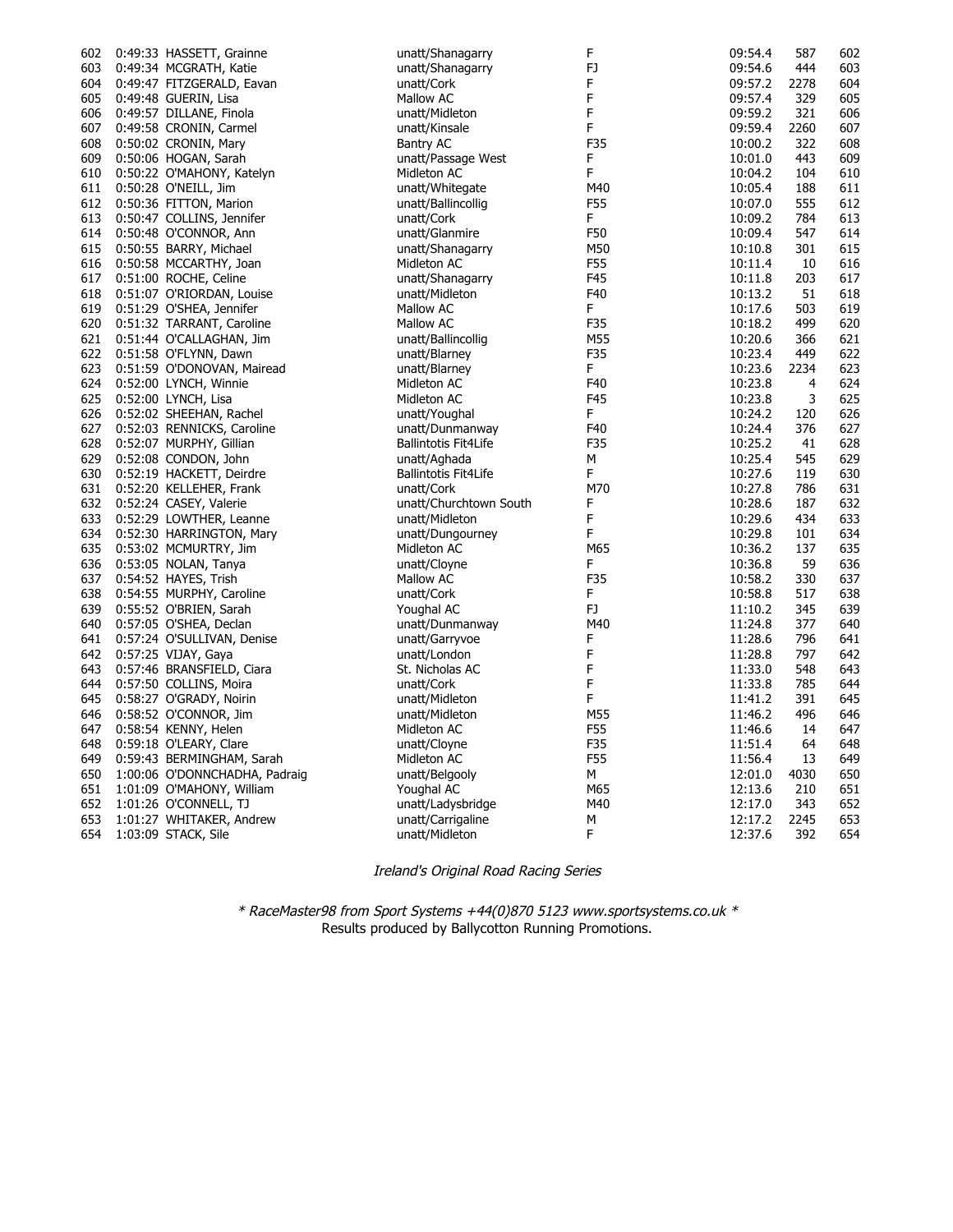| | | | | | | | |
|---|---|---|---|---|---|---|---|
| 602 | 0:49:33 | HASSETT, Grainne | unatt/Shanagarry | F | 09:54.4 | 587 | 602 |
| 603 | 0:49:34 | MCGRATH, Katie | unatt/Shanagarry | FJ | 09:54.6 | 444 | 603 |
| 604 | 0:49:47 | FITZGERALD, Eavan | unatt/Cork | F | 09:57.2 | 2278 | 604 |
| 605 | 0:49:48 | GUERIN, Lisa | Mallow AC | F | 09:57.4 | 329 | 605 |
| 606 | 0:49:57 | DILLANE, Finola | unatt/Midleton | F | 09:59.2 | 321 | 606 |
| 607 | 0:49:58 | CRONIN, Carmel | unatt/Kinsale | F | 09:59.4 | 2260 | 607 |
| 608 | 0:50:02 | CRONIN, Mary | Bantry AC | F35 | 10:00.2 | 322 | 608 |
| 609 | 0:50:06 | HOGAN, Sarah | unatt/Passage West | F | 10:01.0 | 443 | 609 |
| 610 | 0:50:22 | O'MAHONY, Katelyn | Midleton AC | F | 10:04.2 | 104 | 610 |
| 611 | 0:50:28 | O'NEILL, Jim | unatt/Whitegate | M40 | 10:05.4 | 188 | 611 |
| 612 | 0:50:36 | FITTON, Marion | unatt/Ballincollig | F55 | 10:07.0 | 555 | 612 |
| 613 | 0:50:47 | COLLINS, Jennifer | unatt/Cork | F | 10:09.2 | 784 | 613 |
| 614 | 0:50:48 | O'CONNOR, Ann | unatt/Glanmire | F50 | 10:09.4 | 547 | 614 |
| 615 | 0:50:55 | BARRY, Michael | unatt/Shanagarry | M50 | 10:10.8 | 301 | 615 |
| 616 | 0:50:58 | MCCARTHY, Joan | Midleton AC | F55 | 10:11.4 | 10 | 616 |
| 617 | 0:51:00 | ROCHE, Celine | unatt/Shanagarry | F45 | 10:11.8 | 203 | 617 |
| 618 | 0:51:07 | O'RIORDAN, Louise | unatt/Midleton | F40 | 10:13.2 | 51 | 618 |
| 619 | 0:51:29 | O'SHEA, Jennifer | Mallow AC | F | 10:17.6 | 503 | 619 |
| 620 | 0:51:32 | TARRANT, Caroline | Mallow AC | F35 | 10:18.2 | 499 | 620 |
| 621 | 0:51:44 | O'CALLAGHAN, Jim | unatt/Ballincollig | M55 | 10:20.6 | 366 | 621 |
| 622 | 0:51:58 | O'FLYNN, Dawn | unatt/Blarney | F35 | 10:23.4 | 449 | 622 |
| 623 | 0:51:59 | O'DONOVAN, Mairead | unatt/Blarney | F | 10:23.6 | 2234 | 623 |
| 624 | 0:52:00 | LYNCH, Winnie | Midleton AC | F40 | 10:23.8 | 4 | 624 |
| 625 | 0:52:00 | LYNCH, Lisa | Midleton AC | F45 | 10:23.8 | 3 | 625 |
| 626 | 0:52:02 | SHEEHAN, Rachel | unatt/Youghal | F | 10:24.2 | 120 | 626 |
| 627 | 0:52:03 | RENNICKS, Caroline | unatt/Dunmanway | F40 | 10:24.4 | 376 | 627 |
| 628 | 0:52:07 | MURPHY, Gillian | Ballintotis Fit4Life | F35 | 10:25.2 | 41 | 628 |
| 629 | 0:52:08 | CONDON, John | unatt/Aghada | M | 10:25.4 | 545 | 629 |
| 630 | 0:52:19 | HACKETT, Deirdre | Ballintotis Fit4Life | F | 10:27.6 | 119 | 630 |
| 631 | 0:52:20 | KELLEHER, Frank | unatt/Cork | M70 | 10:27.8 | 786 | 631 |
| 632 | 0:52:24 | CASEY, Valerie | unatt/Churchtown South | F | 10:28.6 | 187 | 632 |
| 633 | 0:52:29 | LOWTHER, Leanne | unatt/Midleton | F | 10:29.6 | 434 | 633 |
| 634 | 0:52:30 | HARRINGTON, Mary | unatt/Dungourney | F | 10:29.8 | 101 | 634 |
| 635 | 0:53:02 | MCMURTRY, Jim | Midleton AC | M65 | 10:36.2 | 137 | 635 |
| 636 | 0:53:05 | NOLAN, Tanya | unatt/Cloyne | F | 10:36.8 | 59 | 636 |
| 637 | 0:54:52 | HAYES, Trish | Mallow AC | F35 | 10:58.2 | 330 | 637 |
| 638 | 0:54:55 | MURPHY, Caroline | unatt/Cork | F | 10:58.8 | 517 | 638 |
| 639 | 0:55:52 | O'BRIEN, Sarah | Youghal AC | FJ | 11:10.2 | 345 | 639 |
| 640 | 0:57:05 | O'SHEA, Declan | unatt/Dunmanway | M40 | 11:24.8 | 377 | 640 |
| 641 | 0:57:24 | O'SULLIVAN, Denise | unatt/Garryvoe | F | 11:28.6 | 796 | 641 |
| 642 | 0:57:25 | VIJAY, Gaya | unatt/London | F | 11:28.8 | 797 | 642 |
| 643 | 0:57:46 | BRANSFIELD, Ciara | St. Nicholas AC | F | 11:33.0 | 548 | 643 |
| 644 | 0:57:50 | COLLINS, Moira | unatt/Cork | F | 11:33.8 | 785 | 644 |
| 645 | 0:58:27 | O'GRADY, Noirin | unatt/Midleton | F | 11:41.2 | 391 | 645 |
| 646 | 0:58:52 | O'CONNOR, Jim | unatt/Midleton | M55 | 11:46.2 | 496 | 646 |
| 647 | 0:58:54 | KENNY, Helen | Midleton AC | F55 | 11:46.6 | 14 | 647 |
| 648 | 0:59:18 | O'LEARY, Clare | unatt/Cloyne | F35 | 11:51.4 | 64 | 648 |
| 649 | 0:59:43 | BERMINGHAM, Sarah | Midleton AC | F55 | 11:56.4 | 13 | 649 |
| 650 | 1:00:06 | O'DONNCHADHA, Padraig | unatt/Belgooly | M | 12:01.0 | 4030 | 650 |
| 651 | 1:01:09 | O'MAHONY, William | Youghal AC | M65 | 12:13.6 | 210 | 651 |
| 652 | 1:01:26 | O'CONNELL, TJ | unatt/Ladysbridge | M40 | 12:17.0 | 343 | 652 |
| 653 | 1:01:27 | WHITAKER, Andrew | unatt/Carrigaline | M | 12:17.2 | 2245 | 653 |
| 654 | 1:03:09 | STACK, Sile | unatt/Midleton | F | 12:37.6 | 392 | 654 |

*Ireland's Original Road Racing Series*

*\* RaceMaster98 from Sport Systems +44(0)870 5123 www.sportsystems.co.uk \**

Results produced by Ballycotton Running Promotions.